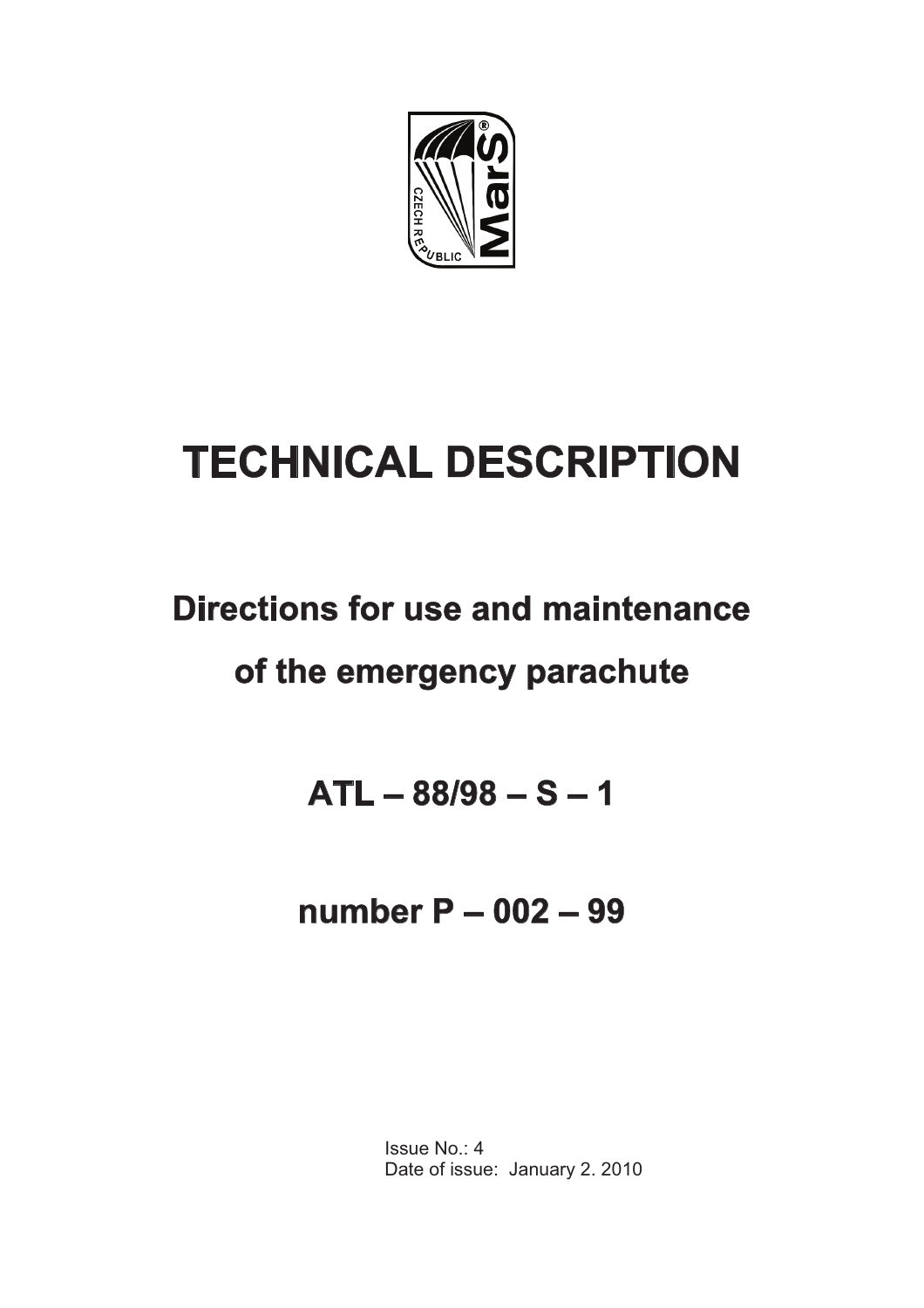# TECHNICAL DESCRIPTION

## Directions for use and maintenance of the emergency parachute

## ATL – 88/98 – S – 1

## number P – 002 – 99

Issue No.: 4
Date of issue: January 2. 2010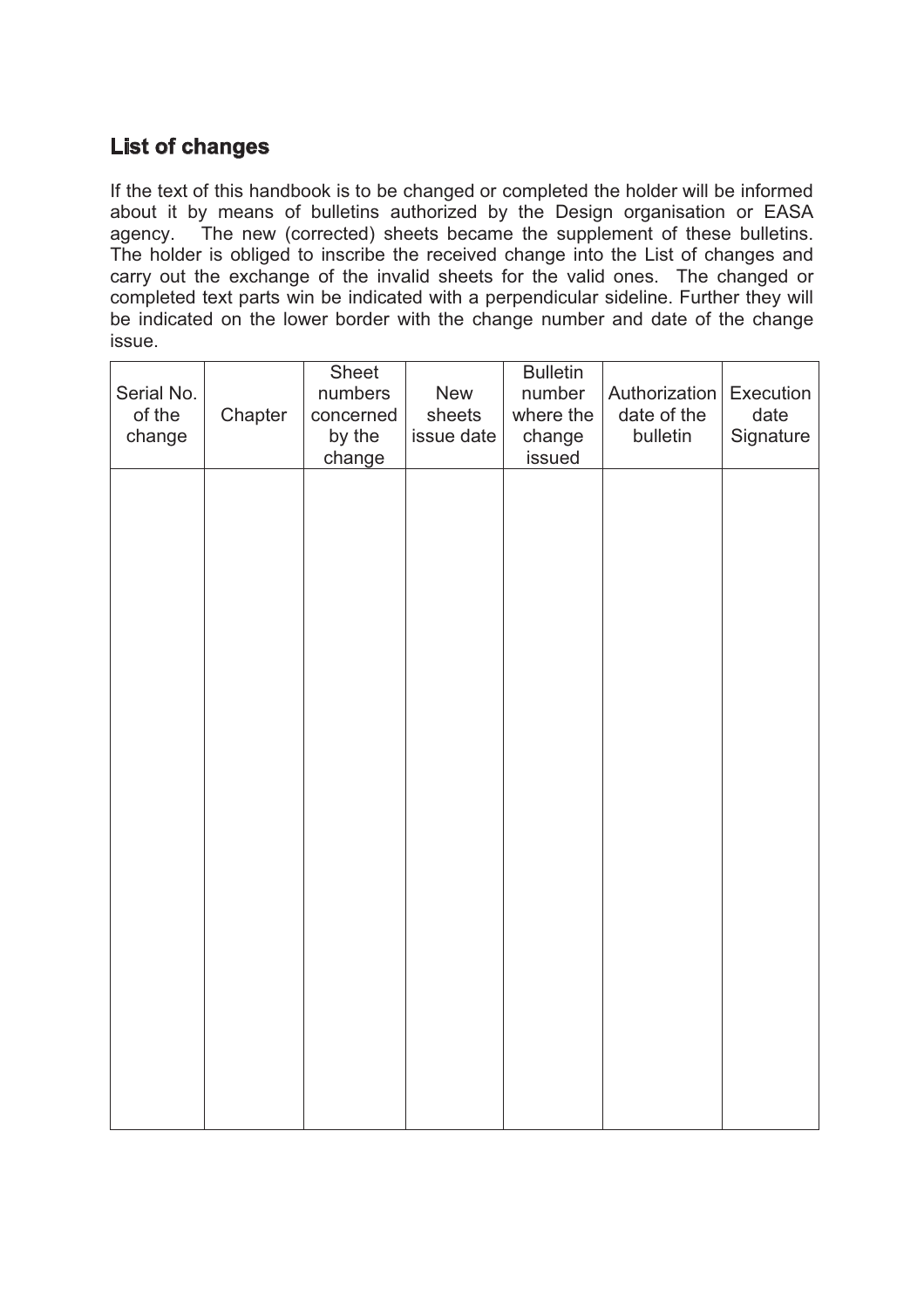## List of changes

If the text of this handbook is to be changed or completed the holder will be informed about it by means of bulletins authorized by the Design organisation or EASA agency. The new (corrected) sheets became the supplement of these bulletins. The holder is obliged to inscribe the received change into the List of changes and carry out the exchange of the invalid sheets for the valid ones. The changed or completed text parts win be indicated with a perpendicular sideline. Further they will be indicated on the lower border with the change number and date of the change issue.

| Serial No. of the change | Chapter | Sheet numbers concerned by the change | New sheets issue date | Bulletin number where the change issued | Authorization date of the bulletin | Execution date Signature |
|---|---|---|---|---|---|---|
| | | | | | | |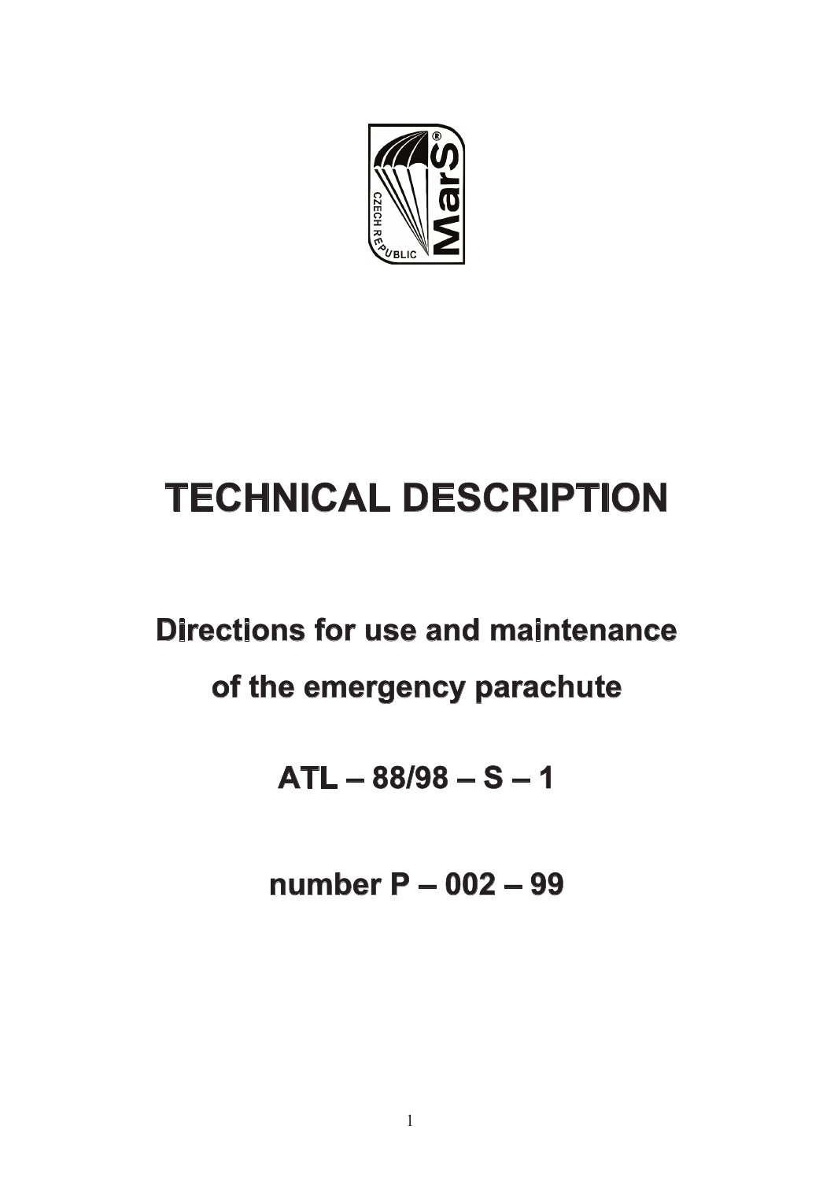# TECHNICAL DESCRIPTION

## Directions for use and maintenance

## of the emergency parachute

## ATL – 88/98 – S – 1

## number P – 002 – 99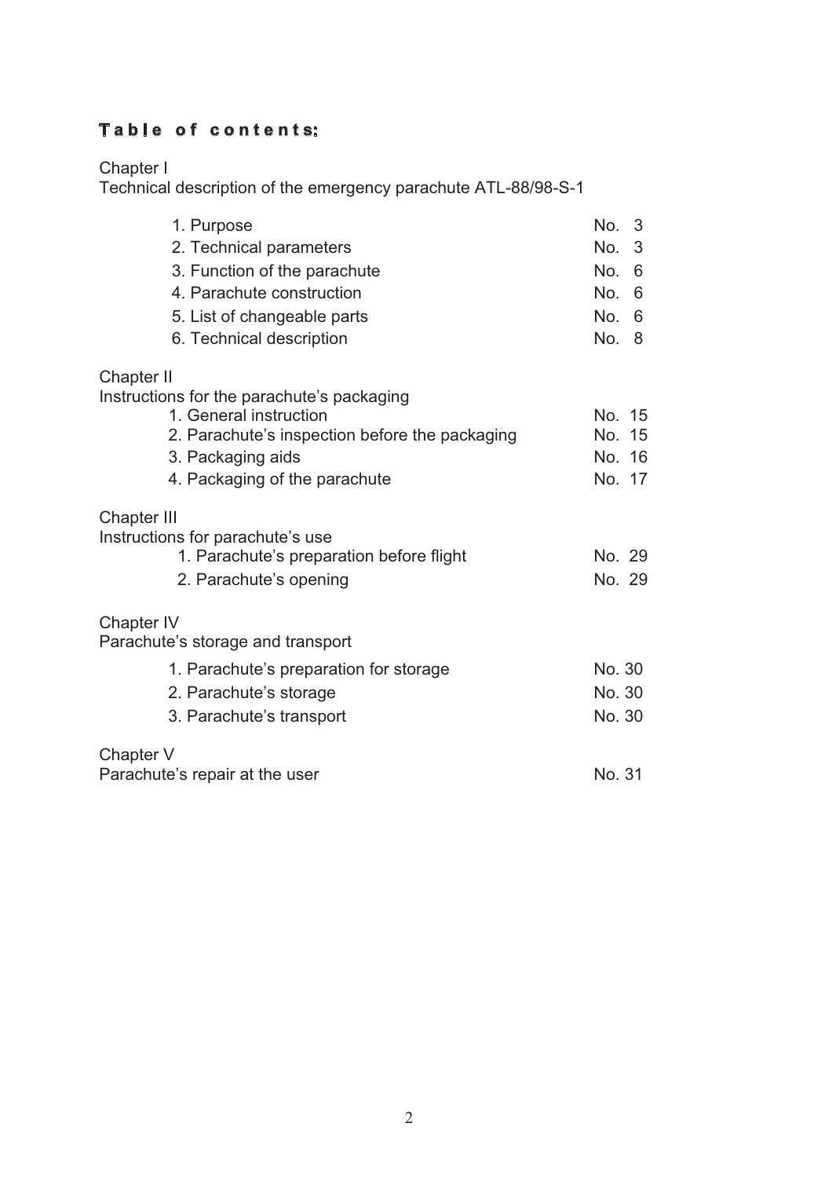# Table of contents:

Chapter I
Technical description of the emergency parachute ATL-88/98-S-1

| | |
|---|---|
| 1. Purpose | No. 3 |
| 2. Technical parameters | No. 3 |
| 3. Function of the parachute | No. 6 |
| 4. Parachute construction | No. 6 |
| 5. List of changeable parts | No. 6 |
| 6. Technical description | No. 8 |

Chapter II
Instructions for the parachute's packaging

| | |
|---|---|
| 1. General instruction | No. 15 |
| 2. Parachute's inspection before the packaging | No. 15 |
| 3. Packaging aids | No. 16 |
| 4. Packaging of the parachute | No. 17 |

Chapter III
Instructions for parachute's use

| | |
|---|---|
| 1. Parachute's preparation before flight | No. 29 |
| 2. Parachute's opening | No. 29 |

Chapter IV
Parachute's storage and transport

| | |
|---|---|
| 1. Parachute's preparation for storage | No. 30 |
| 2. Parachute's storage | No. 30 |
| 3. Parachute's transport | No. 30 |

Chapter V
Parachute's repair at the user — No. 31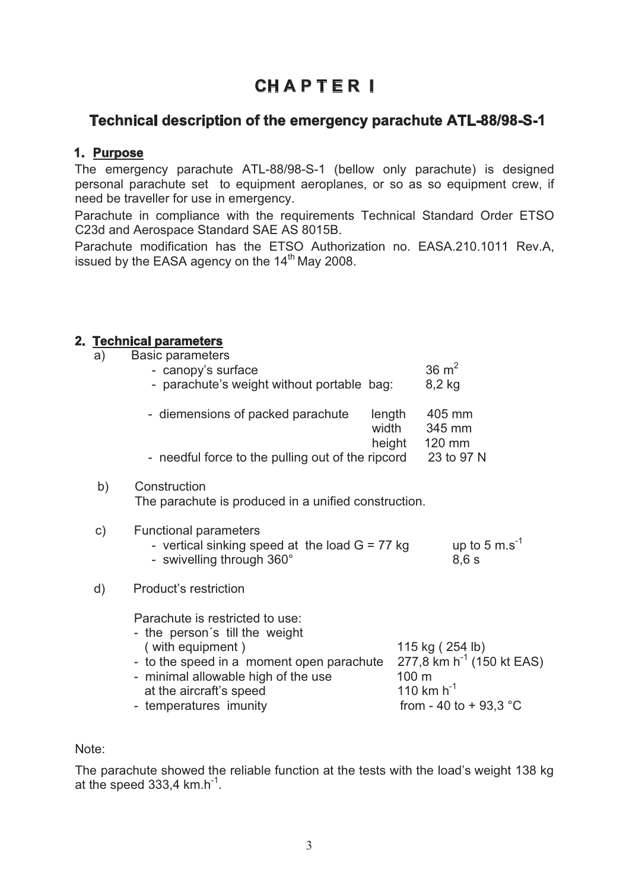# CHAPTER I

## Technical description of the emergency parachute ATL-88/98-S-1

### 1. Purpose

The emergency parachute ATL-88/98-S-1 (bellow only parachute) is designed personal parachute set to equipment aeroplanes, or so as so equipment crew, if need be traveller for use in emergency.

Parachute in compliance with the requirements Technical Standard Order ETSO C23d and Aerospace Standard SAE AS 8015B.

Parachute modification has the ETSO Authorization no. EASA.210.1011 Rev.A, issued by the EASA agency on the 14th May 2008.

### 2. Technical parameters

a) Basic parameters

- canopy's surface — $36\ m^2$
- parachute's weight without portable bag: — 8,2 kg
- diemensions of packed parachute
  - length — 405 mm
  - width — 345 mm
  - height — 120 mm
- needful force to the pulling out of the ripcord — 23 to 97 N

b) Construction

The parachute is produced in a unified construction.

c) Functional parameters

- vertical sinking speed at the load G = 77 kg — up to $5\ m.s^{-1}$
- swivelling through 360° — 8,6 s

d) Product's restriction

Parachute is restricted to use:

- the person´s till the weight (with equipment) — 115 kg ( 254 lb)
- to the speed in a moment open parachute — $277{,}8\ km\ h^{-1}$ (150 kt EAS)
- minimal allowable high of the use — 100 m
  at the aircraft's speed — $110\ km\ h^{-1}$
- temperatures imunity — from - 40 to + 93,3 °C

Note:

The parachute showed the reliable function at the tests with the load's weight 138 kg at the speed $333{,}4\ km.h^{-1}$.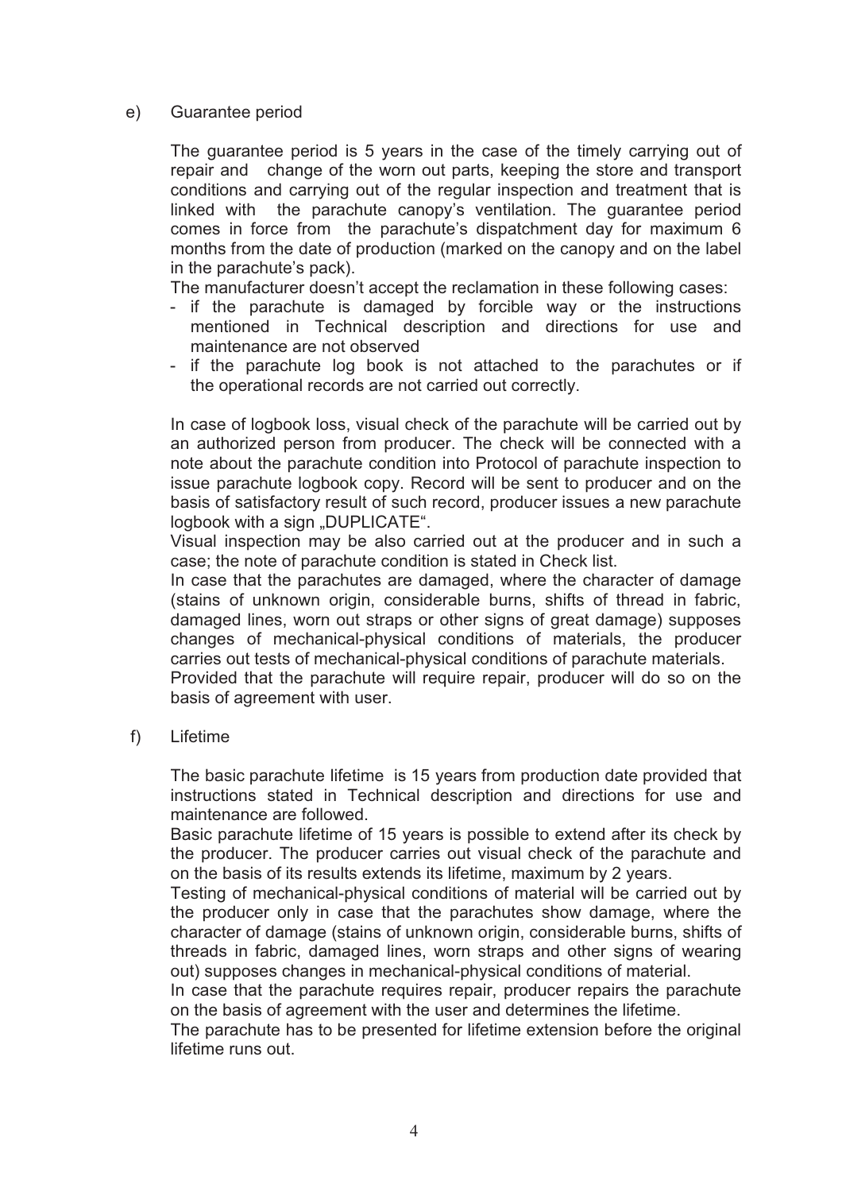e) Guarantee period

The guarantee period is 5 years in the case of the timely carrying out of repair and change of the worn out parts, keeping the store and transport conditions and carrying out of the regular inspection and treatment that is linked with the parachute canopy's ventilation. The guarantee period comes in force from the parachute's dispatchment day for maximum 6 months from the date of production (marked on the canopy and on the label in the parachute's pack).

The manufacturer doesn't accept the reclamation in these following cases:

- if the parachute is damaged by forcible way or the instructions mentioned in Technical description and directions for use and maintenance are not observed
- if the parachute log book is not attached to the parachutes or if the operational records are not carried out correctly.

In case of logbook loss, visual check of the parachute will be carried out by an authorized person from producer. The check will be connected with a note about the parachute condition into Protocol of parachute inspection to issue parachute logbook copy. Record will be sent to producer and on the basis of satisfactory result of such record, producer issues a new parachute logbook with a sign „DUPLICATE".

Visual inspection may be also carried out at the producer and in such a case; the note of parachute condition is stated in Check list.

In case that the parachutes are damaged, where the character of damage (stains of unknown origin, considerable burns, shifts of thread in fabric, damaged lines, worn out straps or other signs of great damage) supposes changes of mechanical-physical conditions of materials, the producer carries out tests of mechanical-physical conditions of parachute materials.

Provided that the parachute will require repair, producer will do so on the basis of agreement with user.

f) Lifetime

The basic parachute lifetime is 15 years from production date provided that instructions stated in Technical description and directions for use and maintenance are followed.

Basic parachute lifetime of 15 years is possible to extend after its check by the producer. The producer carries out visual check of the parachute and on the basis of its results extends its lifetime, maximum by 2 years.

Testing of mechanical-physical conditions of material will be carried out by the producer only in case that the parachutes show damage, where the character of damage (stains of unknown origin, considerable burns, shifts of threads in fabric, damaged lines, worn straps and other signs of wearing out) supposes changes in mechanical-physical conditions of material.

In case that the parachute requires repair, producer repairs the parachute on the basis of agreement with the user and determines the lifetime.

The parachute has to be presented for lifetime extension before the original lifetime runs out.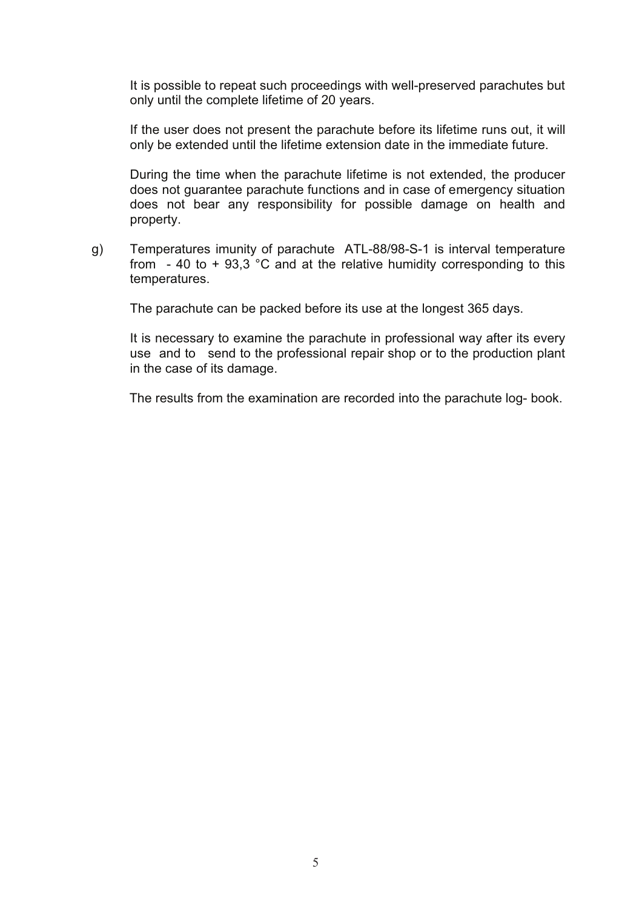It is possible to repeat such proceedings with well-preserved parachutes but only until the complete lifetime of 20 years.

If the user does not present the parachute before its lifetime runs out, it will only be extended until the lifetime extension date in the immediate future.

During the time when the parachute lifetime is not extended, the producer does not guarantee parachute functions and in case of emergency situation does not bear any responsibility for possible damage on health and property.

g) Temperatures imunity of parachute ATL-88/98-S-1 is interval temperature from - 40 to + 93,3 °C and at the relative humidity corresponding to this temperatures.

The parachute can be packed before its use at the longest 365 days.

It is necessary to examine the parachute in professional way after its every use and to send to the professional repair shop or to the production plant in the case of its damage.

The results from the examination are recorded into the parachute log- book.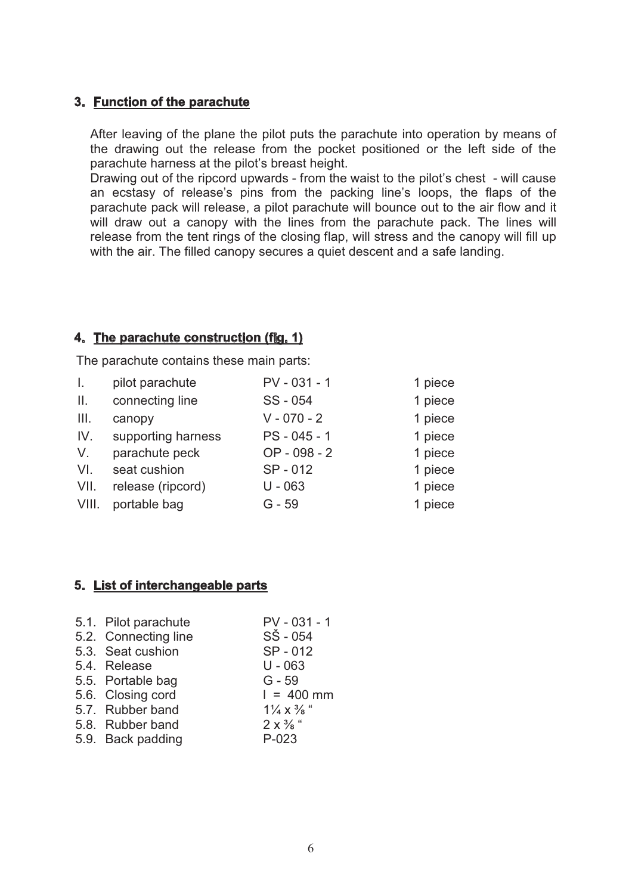## 3. Function of the parachute

After leaving of the plane the pilot puts the parachute into operation by means of the drawing out the release from the pocket positioned or the left side of the parachute harness at the pilot's breast height.

Drawing out of the ripcord upwards - from the waist to the pilot's chest - will cause an ecstasy of release's pins from the packing line's loops, the flaps of the parachute pack will release, a pilot parachute will bounce out to the air flow and it will draw out a canopy with the lines from the parachute pack. The lines will release from the tent rings of the closing flap, will stress and the canopy will fill up with the air. The filled canopy secures a quiet descent and a safe landing.

## 4. The parachute construction (fig. 1)

The parachute contains these main parts:

| | | | |
|---|---|---|---|
| I. | pilot parachute | PV - 031 - 1 | 1 piece |
| II. | connecting line | SS - 054 | 1 piece |
| III. | canopy | V - 070 - 2 | 1 piece |
| IV. | supporting harness | PS - 045 - 1 | 1 piece |
| V. | parachute peck | OP - 098 - 2 | 1 piece |
| VI. | seat cushion | SP - 012 | 1 piece |
| VII. | release (ripcord) | U - 063 | 1 piece |
| VIII. | portable bag | G - 59 | 1 piece |

## 5. List of interchangeable parts

| | |
|---|---|
| 5.1. Pilot parachute | PV - 031 - 1 |
| 5.2. Connecting line | SŠ - 054 |
| 5.3. Seat cushion | SP - 012 |
| 5.4. Release | U - 063 |
| 5.5. Portable bag | G - 59 |
| 5.6. Closing cord | l = 400 mm |
| 5.7. Rubber band | 1¼ x ⅜ " |
| 5.8. Rubber band | 2 x ⅜ " |
| 5.9. Back padding | P-023 |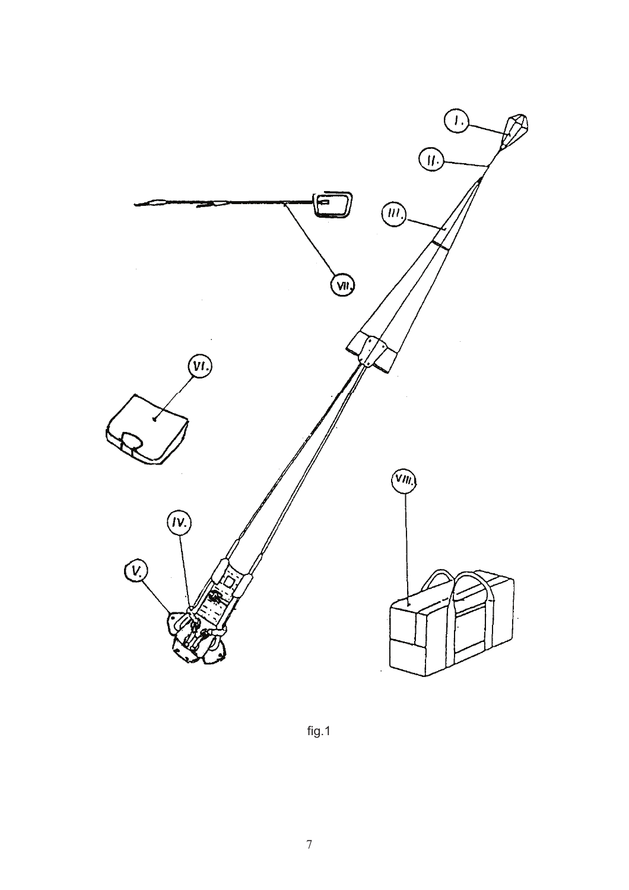fig.1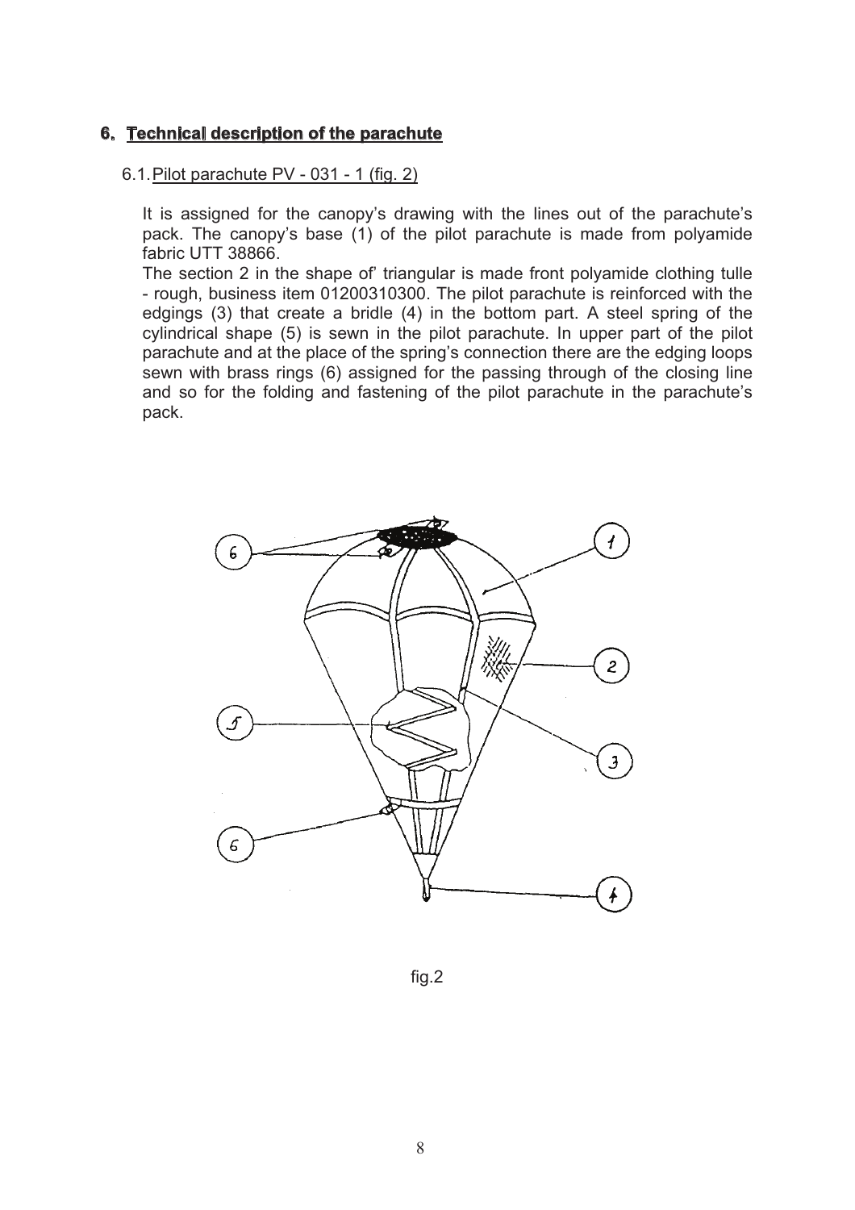## 6. Technical description of the parachute

### 6.1. Pilot parachute PV - 031 - 1 (fig. 2)

It is assigned for the canopy's drawing with the lines out of the parachute's pack. The canopy's base (1) of the pilot parachute is made from polyamide fabric UTT 38866.

The section 2 in the shape of' triangular is made front polyamide clothing tulle - rough, business item 01200310300. The pilot parachute is reinforced with the edgings (3) that create a bridle (4) in the bottom part. A steel spring of the cylindrical shape (5) is sewn in the pilot parachute. In upper part of the pilot parachute and at the place of the spring's connection there are the edging loops sewn with brass rings (6) assigned for the passing through of the closing line and so for the folding and fastening of the pilot parachute in the parachute's pack.

fig.2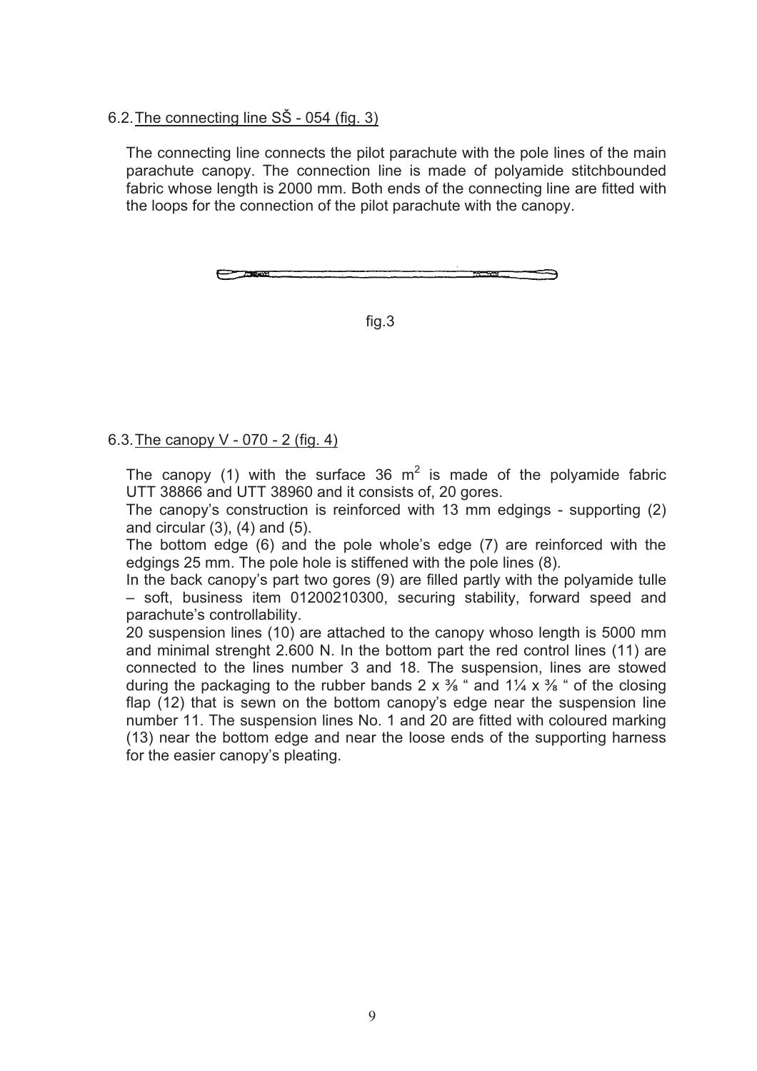## 6.2. The connecting line SŠ - 054 (fig. 3)

The connecting line connects the pilot parachute with the pole lines of the main parachute canopy. The connection line is made of polyamide stitchbounded fabric whose length is 2000 mm. Both ends of the connecting line are fitted with the loops for the connection of the pilot parachute with the canopy.

fig.3

## 6.3. The canopy V - 070 - 2 (fig. 4)

The canopy (1) with the surface 36 $m^2$ is made of the polyamide fabric UTT 38866 and UTT 38960 and it consists of, 20 gores.

The canopy's construction is reinforced with 13 mm edgings - supporting (2) and circular (3), (4) and (5).

The bottom edge (6) and the pole whole's edge (7) are reinforced with the edgings 25 mm. The pole hole is stiffened with the pole lines (8).

In the back canopy's part two gores (9) are filled partly with the polyamide tulle – soft, business item 01200210300, securing stability, forward speed and parachute's controllability.

20 suspension lines (10) are attached to the canopy whoso length is 5000 mm and minimal strenght 2.600 N. In the bottom part the red control lines (11) are connected to the lines number 3 and 18. The suspension, lines are stowed during the packaging to the rubber bands 2 x ⅜ " and 1¼ x ⅜ " of the closing flap (12) that is sewn on the bottom canopy's edge near the suspension line number 11. The suspension lines No. 1 and 20 are fitted with coloured marking (13) near the bottom edge and near the loose ends of the supporting harness for the easier canopy's pleating.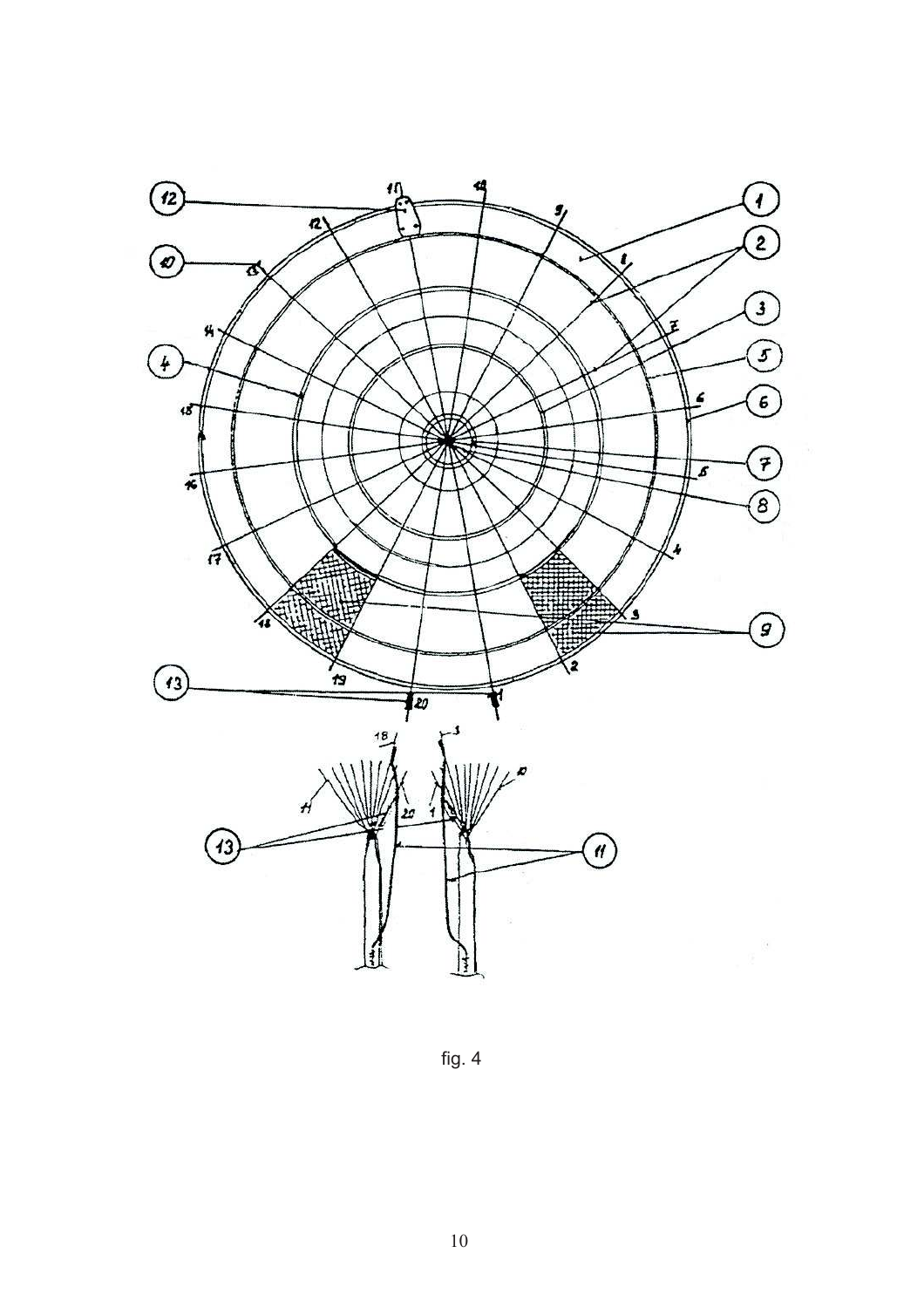fig. 4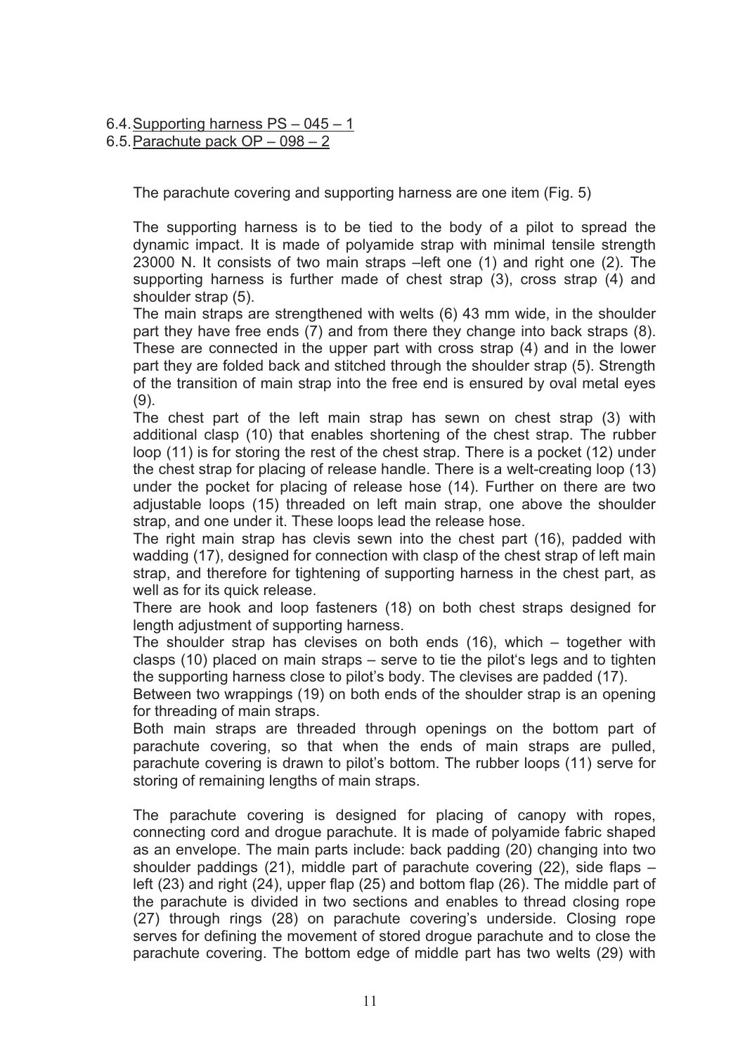6.4. Supporting harness PS – 045 – 1

6.5. Parachute pack OP – 098 – 2

The parachute covering and supporting harness are one item (Fig. 5)

The supporting harness is to be tied to the body of a pilot to spread the dynamic impact. It is made of polyamide strap with minimal tensile strength 23000 N. It consists of two main straps –left one (1) and right one (2). The supporting harness is further made of chest strap (3), cross strap (4) and shoulder strap (5).
The main straps are strengthened with welts (6) 43 mm wide, in the shoulder part they have free ends (7) and from there they change into back straps (8). These are connected in the upper part with cross strap (4) and in the lower part they are folded back and stitched through the shoulder strap (5). Strength of the transition of main strap into the free end is ensured by oval metal eyes (9).
The chest part of the left main strap has sewn on chest strap (3) with additional clasp (10) that enables shortening of the chest strap. The rubber loop (11) is for storing the rest of the chest strap. There is a pocket (12) under the chest strap for placing of release handle. There is a welt-creating loop (13) under the pocket for placing of release hose (14). Further on there are two adjustable loops (15) threaded on left main strap, one above the shoulder strap, and one under it. These loops lead the release hose.
The right main strap has clevis sewn into the chest part (16), padded with wadding (17), designed for connection with clasp of the chest strap of left main strap, and therefore for tightening of supporting harness in the chest part, as well as for its quick release.
There are hook and loop fasteners (18) on both chest straps designed for length adjustment of supporting harness.
The shoulder strap has clevises on both ends (16), which – together with clasps (10) placed on main straps – serve to tie the pilot's legs and to tighten the supporting harness close to pilot's body. The clevises are padded (17).
Between two wrappings (19) on both ends of the shoulder strap is an opening for threading of main straps.
Both main straps are threaded through openings on the bottom part of parachute covering, so that when the ends of main straps are pulled, parachute covering is drawn to pilot's bottom. The rubber loops (11) serve for storing of remaining lengths of main straps.

The parachute covering is designed for placing of canopy with ropes, connecting cord and drogue parachute. It is made of polyamide fabric shaped as an envelope. The main parts include: back padding (20) changing into two shoulder paddings (21), middle part of parachute covering (22), side flaps – left (23) and right (24), upper flap (25) and bottom flap (26). The middle part of the parachute is divided in two sections and enables to thread closing rope (27) through rings (28) on parachute covering's underside. Closing rope serves for defining the movement of stored drogue parachute and to close the parachute covering. The bottom edge of middle part has two welts (29) with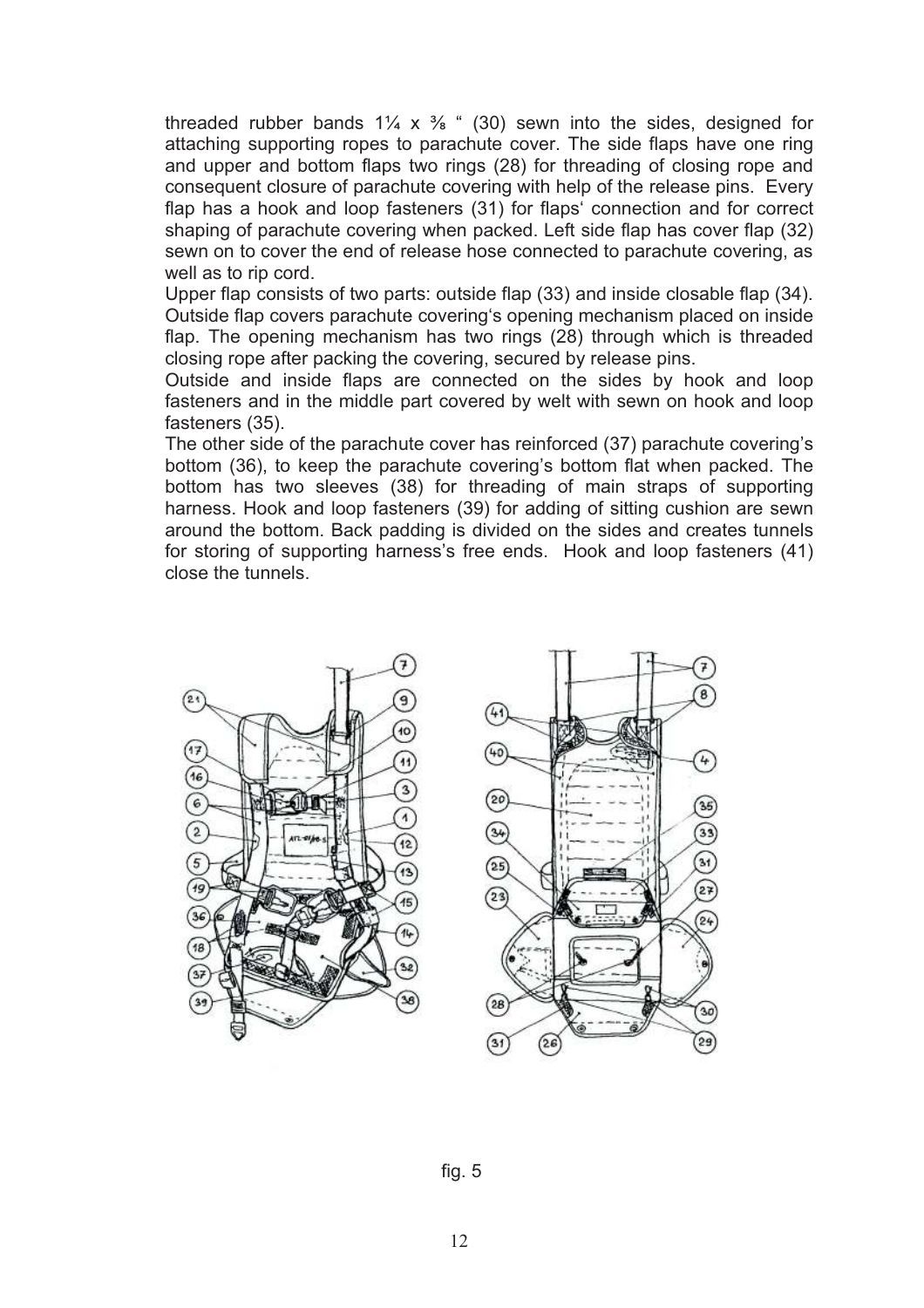threaded rubber bands 1¼ x ⅜ " (30) sewn into the sides, designed for attaching supporting ropes to parachute cover. The side flaps have one ring and upper and bottom flaps two rings (28) for threading of closing rope and consequent closure of parachute covering with help of the release pins. Every flap has a hook and loop fasteners (31) for flaps' connection and for correct shaping of parachute covering when packed. Left side flap has cover flap (32) sewn on to cover the end of release hose connected to parachute covering, as well as to rip cord.

Upper flap consists of two parts: outside flap (33) and inside closable flap (34). Outside flap covers parachute covering's opening mechanism placed on inside flap. The opening mechanism has two rings (28) through which is threaded closing rope after packing the covering, secured by release pins.

Outside and inside flaps are connected on the sides by hook and loop fasteners and in the middle part covered by welt with sewn on hook and loop fasteners (35).

The other side of the parachute cover has reinforced (37) parachute covering's bottom (36), to keep the parachute covering's bottom flat when packed. The bottom has two sleeves (38) for threading of main straps of supporting harness. Hook and loop fasteners (39) for adding of sitting cushion are sewn around the bottom. Back padding is divided on the sides and creates tunnels for storing of supporting harness's free ends. Hook and loop fasteners (41) close the tunnels.

fig. 5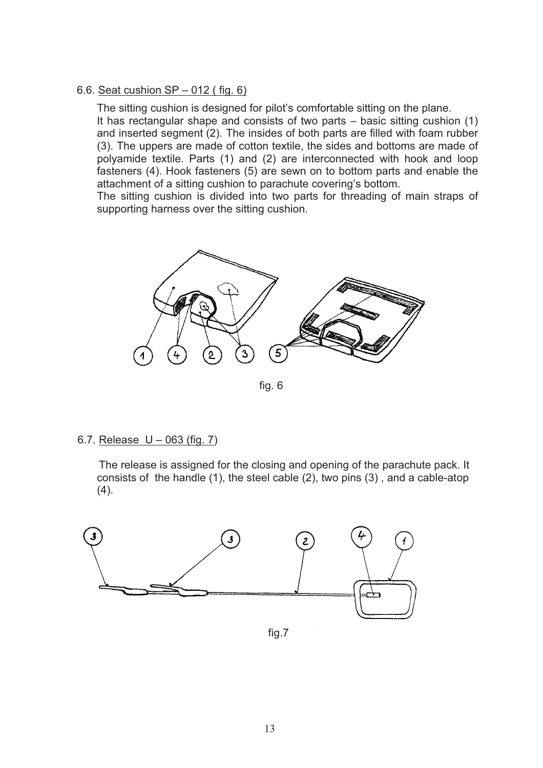6.6. Seat cushion SP – 012 ( fig. 6)

The sitting cushion is designed for pilot's comfortable sitting on the plane.
It has rectangular shape and consists of two parts – basic sitting cushion (1) and inserted segment (2). The insides of both parts are filled with foam rubber (3). The uppers are made of cotton textile, the sides and bottoms are made of polyamide textile. Parts (1) and (2) are interconnected with hook and loop fasteners (4). Hook fasteners (5) are sewn on to bottom parts and enable the attachment of a sitting cushion to parachute covering's bottom.
The sitting cushion is divided into two parts for threading of main straps of supporting harness over the sitting cushion.

fig. 6

6.7. Release U – 063 (fig. 7)

The release is assigned for the closing and opening of the parachute pack. It consists of the handle (1), the steel cable (2), two pins (3) , and a cable-atop (4).

fig.7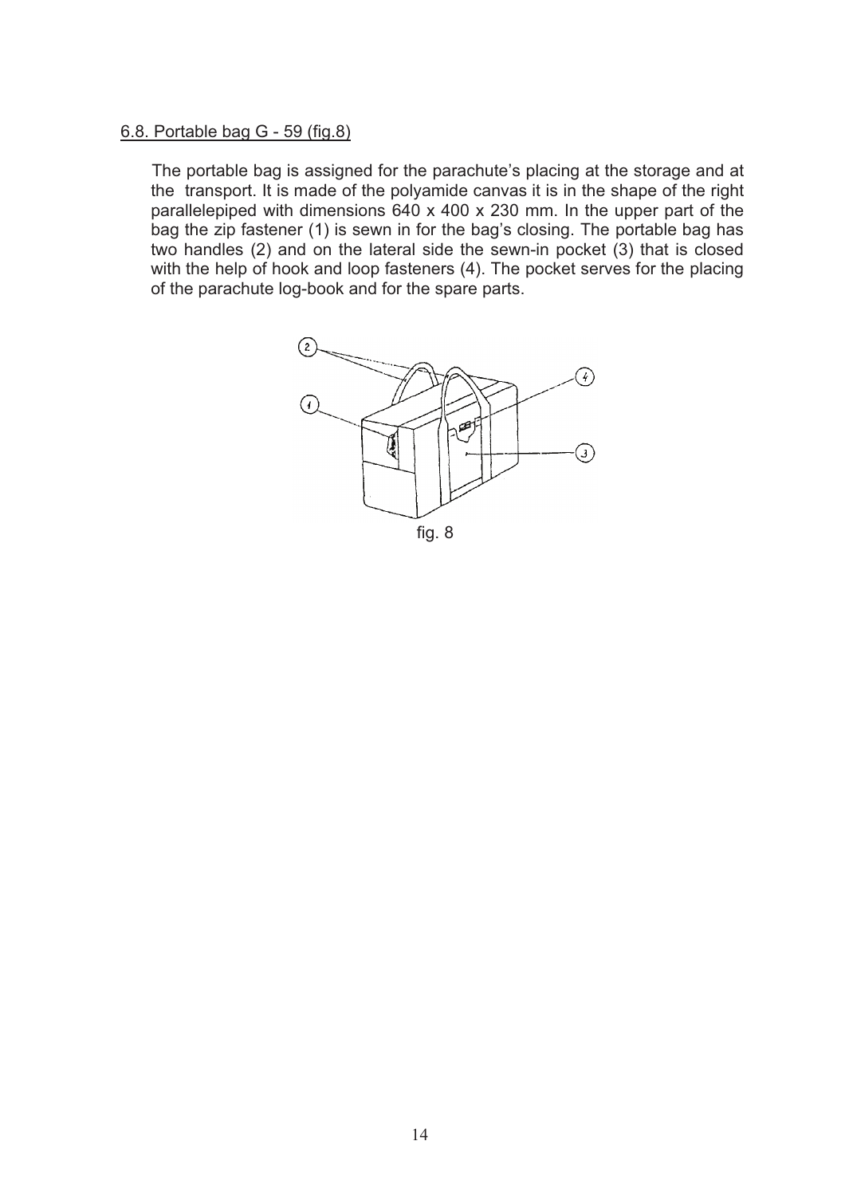6.8. Portable bag G - 59 (fig.8)

The portable bag is assigned for the parachute's placing at the storage and at the transport. It is made of the polyamide canvas it is in the shape of the right parallelepiped with dimensions 640 x 400 x 230 mm. In the upper part of the bag the zip fastener (1) is sewn in for the bag's closing. The portable bag has two handles (2) and on the lateral side the sewn-in pocket (3) that is closed with the help of hook and loop fasteners (4). The pocket serves for the placing of the parachute log-book and for the spare parts.

fig. 8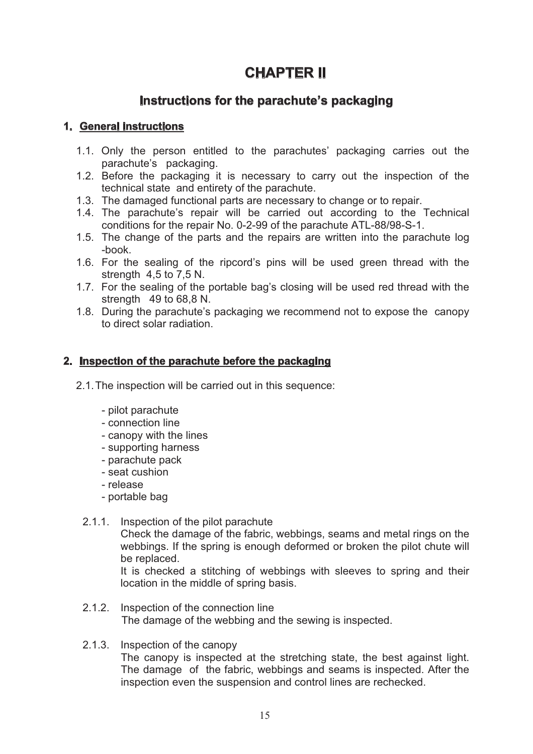# CHAPTER II

## Instructions for the parachute's packaging

### 1. General instructions

1.1. Only the person entitled to the parachutes' packaging carries out the parachute's packaging.
1.2. Before the packaging it is necessary to carry out the inspection of the technical state and entirety of the parachute.
1.3. The damaged functional parts are necessary to change or to repair.
1.4. The parachute's repair will be carried out according to the Technical conditions for the repair No. 0-2-99 of the parachute ATL-88/98-S-1.
1.5. The change of the parts and the repairs are written into the parachute log -book.
1.6. For the sealing of the ripcord's pins will be used green thread with the strength 4,5 to 7,5 N.
1.7. For the sealing of the portable bag's closing will be used red thread with the strength 49 to 68,8 N.
1.8. During the parachute's packaging we recommend not to expose the canopy to direct solar radiation.

### 2. Inspection of the parachute before the packaging

2.1. The inspection will be carried out in this sequence:

- pilot parachute
- connection line
- canopy with the lines
- supporting harness
- parachute pack
- seat cushion
- release
- portable bag

2.1.1. Inspection of the pilot parachute
Check the damage of the fabric, webbings, seams and metal rings on the webbings. If the spring is enough deformed or broken the pilot chute will be replaced.
It is checked a stitching of webbings with sleeves to spring and their location in the middle of spring basis.

2.1.2. Inspection of the connection line
The damage of the webbing and the sewing is inspected.

2.1.3. Inspection of the canopy
The canopy is inspected at the stretching state, the best against light. The damage of the fabric, webbings and seams is inspected. After the inspection even the suspension and control lines are rechecked.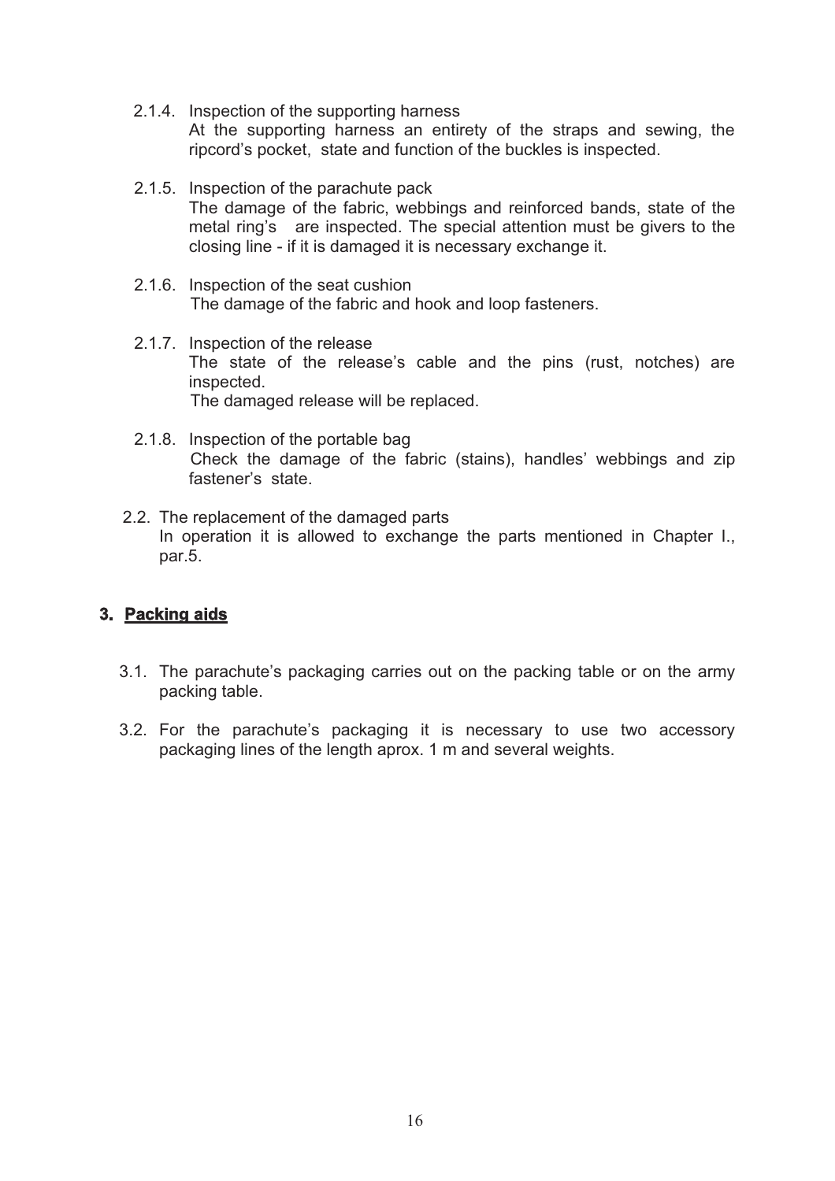2.1.4. Inspection of the supporting harness
At the supporting harness an entirety of the straps and sewing, the ripcord's pocket, state and function of the buckles is inspected.

2.1.5. Inspection of the parachute pack
The damage of the fabric, webbings and reinforced bands, state of the metal ring's are inspected. The special attention must be givers to the closing line - if it is damaged it is necessary exchange it.

2.1.6. Inspection of the seat cushion
The damage of the fabric and hook and loop fasteners.

2.1.7. Inspection of the release
The state of the release's cable and the pins (rust, notches) are inspected.
The damaged release will be replaced.

2.1.8. Inspection of the portable bag
Check the damage of the fabric (stains), handles' webbings and zip fastener's state.

2.2. The replacement of the damaged parts
In operation it is allowed to exchange the parts mentioned in Chapter I., par.5.

## 3. Packing aids

3.1. The parachute's packaging carries out on the packing table or on the army packing table.

3.2. For the parachute's packaging it is necessary to use two accessory packaging lines of the length aprox. 1 m and several weights.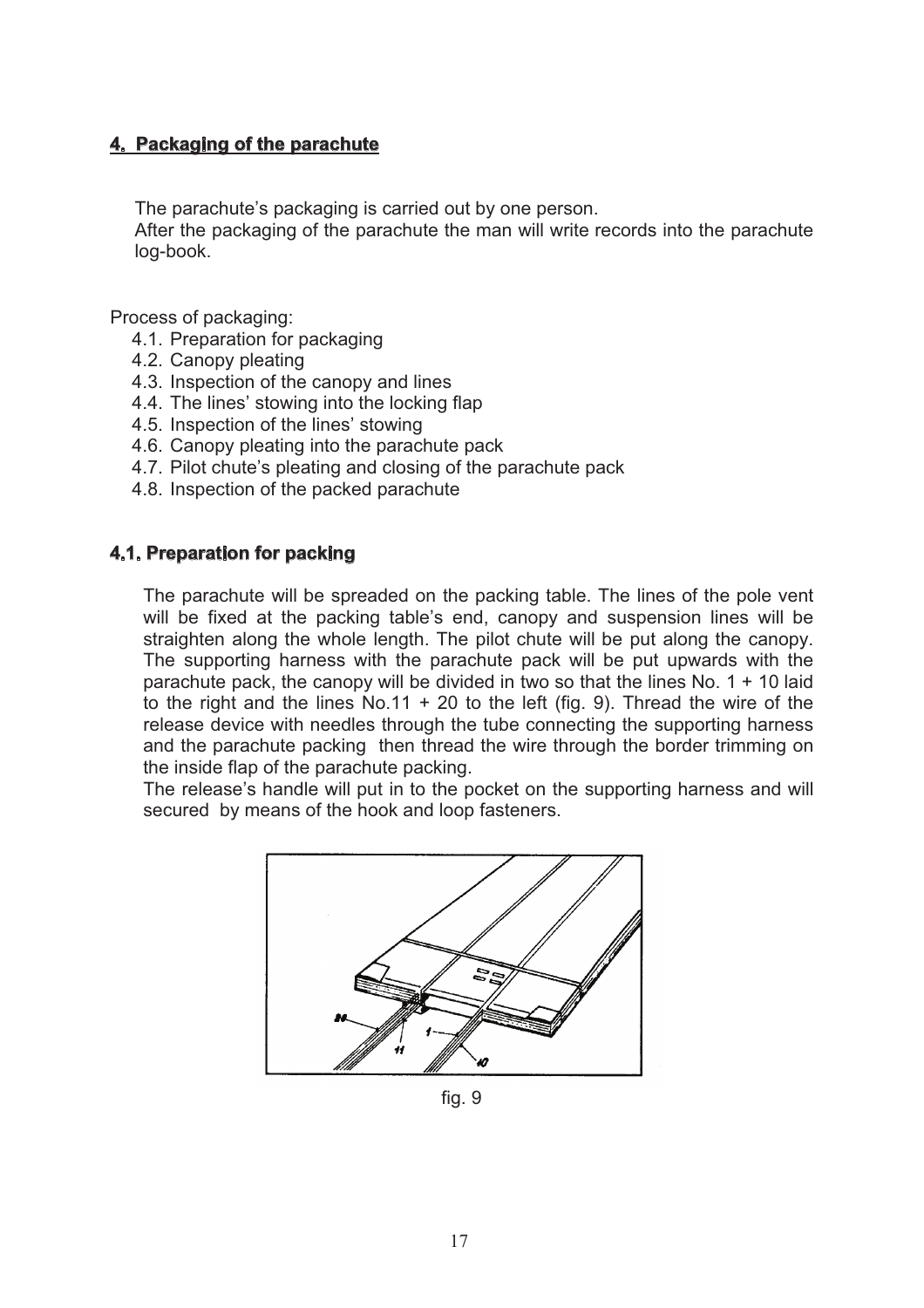## 4. Packaging of the parachute

The parachute's packaging is carried out by one person.
After the packaging of the parachute the man will write records into the parachute log-book.

Process of packaging:

4.1. Preparation for packaging
4.2. Canopy pleating
4.3. Inspection of the canopy and lines
4.4. The lines' stowing into the locking flap
4.5. Inspection of the lines' stowing
4.6. Canopy pleating into the parachute pack
4.7. Pilot chute's pleating and closing of the parachute pack
4.8. Inspection of the packed parachute

### 4.1. Preparation for packing

The parachute will be spreaded on the packing table. The lines of the pole vent will be fixed at the packing table's end, canopy and suspension lines will be straighten along the whole length. The pilot chute will be put along the canopy. The supporting harness with the parachute pack will be put upwards with the parachute pack, the canopy will be divided in two so that the lines No. 1 + 10 laid to the right and the lines No.11 + 20 to the left (fig. 9). Thread the wire of the release device with needles through the tube connecting the supporting harness and the parachute packing then thread the wire through the border trimming on the inside flap of the parachute packing.
The release's handle will put in to the pocket on the supporting harness and will secured by means of the hook and loop fasteners.

fig. 9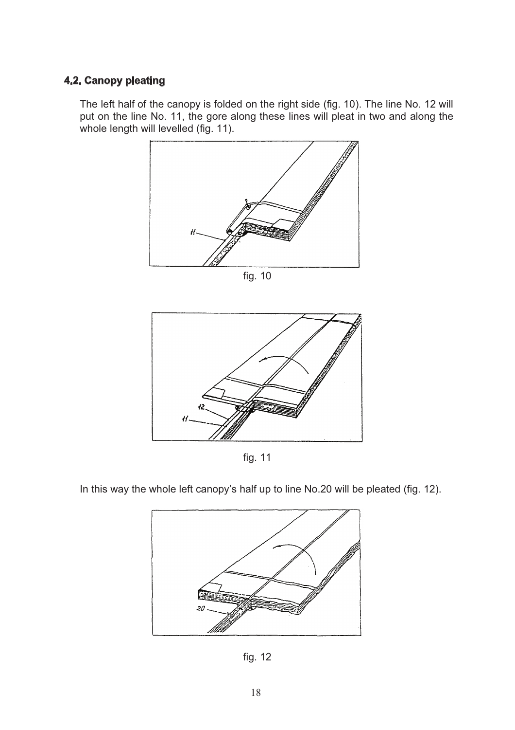### 4.2. Canopy pleating

The left half of the canopy is folded on the right side (fig. 10). The line No. 12 will put on the line No. 11, the gore along these lines will pleat in two and along the whole length will levelled (fig. 11).

fig. 10

fig. 11

In this way the whole left canopy's half up to line No.20 will be pleated (fig. 12).

fig. 12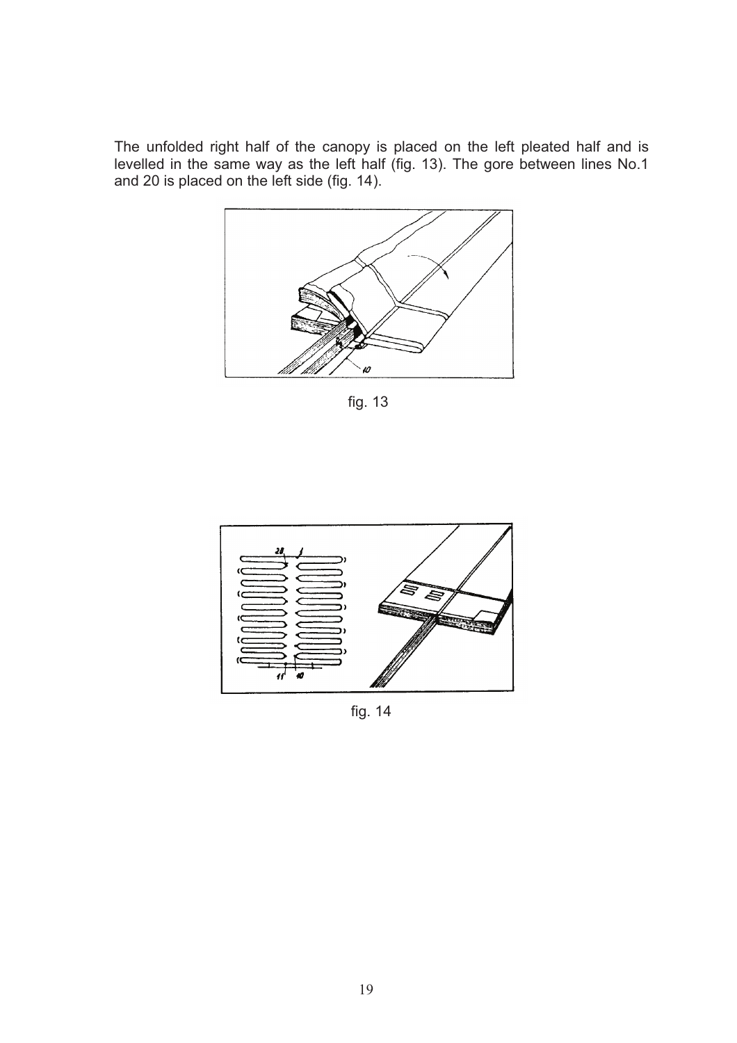The unfolded right half of the canopy is placed on the left pleated half and is levelled in the same way as the left half (fig. 13). The gore between lines No.1 and 20 is placed on the left side (fig. 14).

fig. 13

fig. 14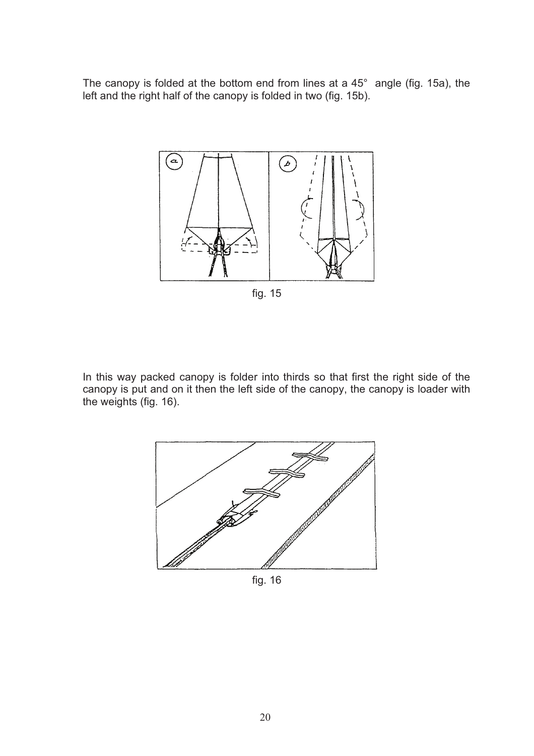The canopy is folded at the bottom end from lines at a 45° angle (fig. 15a), the left and the right half of the canopy is folded in two (fig. 15b).

fig. 15

In this way packed canopy is folder into thirds so that first the right side of the canopy is put and on it then the left side of the canopy, the canopy is loader with the weights (fig. 16).

fig. 16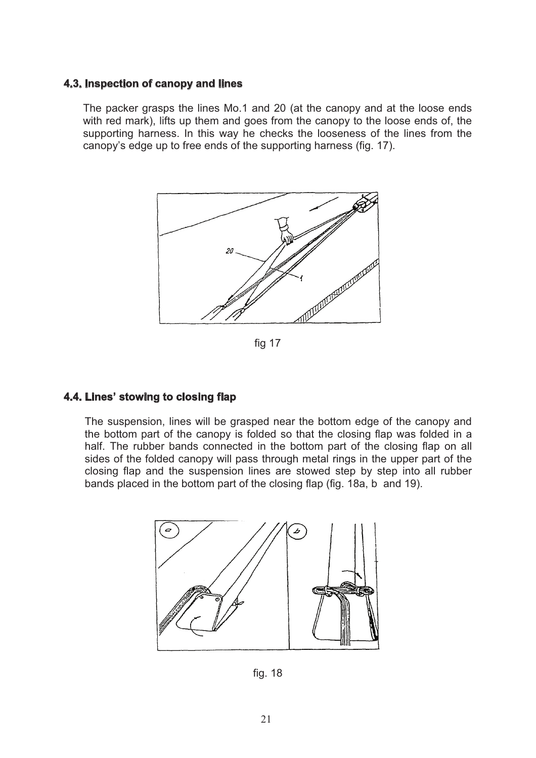### 4.3. Inspection of canopy and lines

The packer grasps the lines Mo.1 and 20 (at the canopy and at the loose ends with red mark), lifts up them and goes from the canopy to the loose ends of, the supporting harness. In this way he checks the looseness of the lines from the canopy's edge up to free ends of the supporting harness (fig. 17).

fig 17

### 4.4. Lines' stowing to closing flap

The suspension, lines will be grasped near the bottom edge of the canopy and the bottom part of the canopy is folded so that the closing flap was folded in a half. The rubber bands connected in the bottom part of the closing flap on all sides of the folded canopy will pass through metal rings in the upper part of the closing flap and the suspension lines are stowed step by step into all rubber bands placed in the bottom part of the closing flap (fig. 18a, b and 19).

fig. 18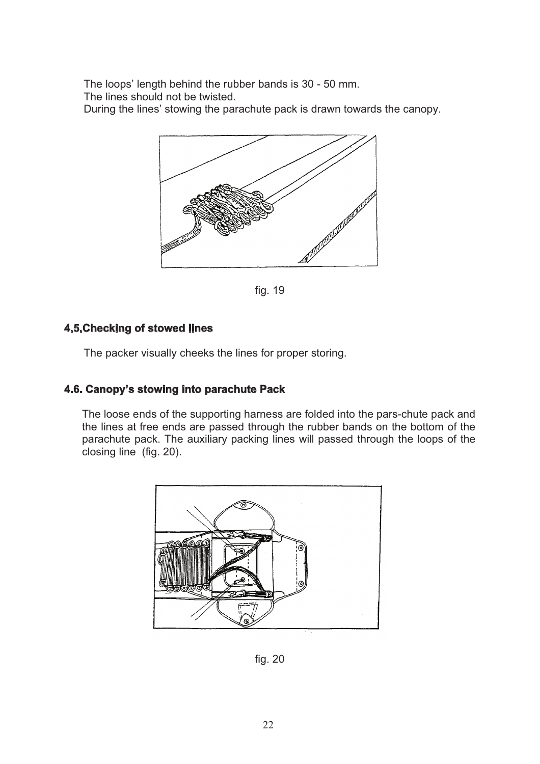The loops' length behind the rubber bands is 30 - 50 mm.
The lines should not be twisted.
During the lines' stowing the parachute pack is drawn towards the canopy.

fig. 19

### 4.5.Checking of stowed lines

The packer visually cheeks the lines for proper storing.

### 4.6. Canopy's stowing into parachute Pack

The loose ends of the supporting harness are folded into the pars-chute pack and the lines at free ends are passed through the rubber bands on the bottom of the parachute pack. The auxiliary packing lines will passed through the loops of the closing line (fig. 20).

fig. 20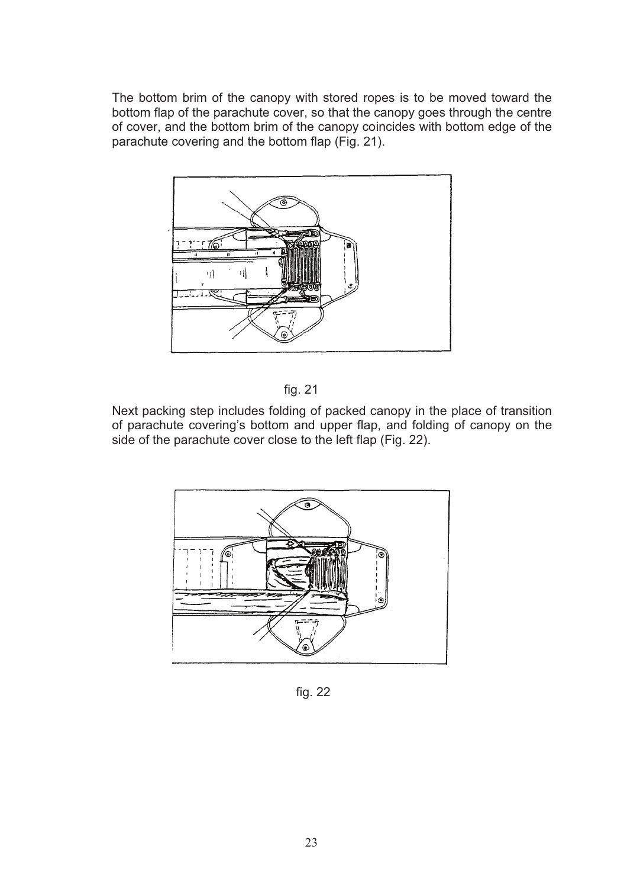The bottom brim of the canopy with stored ropes is to be moved toward the bottom flap of the parachute cover, so that the canopy goes through the centre of cover, and the bottom brim of the canopy coincides with bottom edge of the parachute covering and the bottom flap (Fig. 21).

fig. 21

Next packing step includes folding of packed canopy in the place of transition of parachute covering's bottom and upper flap, and folding of canopy on the side of the parachute cover close to the left flap (Fig. 22).

fig. 22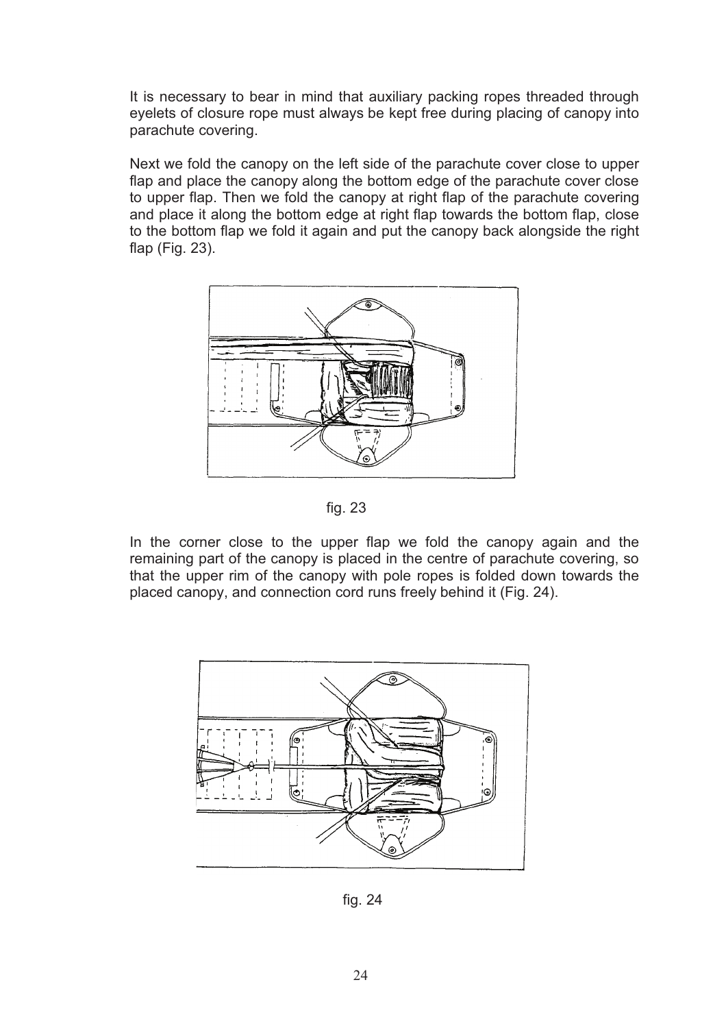It is necessary to bear in mind that auxiliary packing ropes threaded through eyelets of closure rope must always be kept free during placing of canopy into parachute covering.

Next we fold the canopy on the left side of the parachute cover close to upper flap and place the canopy along the bottom edge of the parachute cover close to upper flap. Then we fold the canopy at right flap of the parachute covering and place it along the bottom edge at right flap towards the bottom flap, close to the bottom flap we fold it again and put the canopy back alongside the right flap (Fig. 23).

fig. 23

In the corner close to the upper flap we fold the canopy again and the remaining part of the canopy is placed in the centre of parachute covering, so that the upper rim of the canopy with pole ropes is folded down towards the placed canopy, and connection cord runs freely behind it (Fig. 24).

fig. 24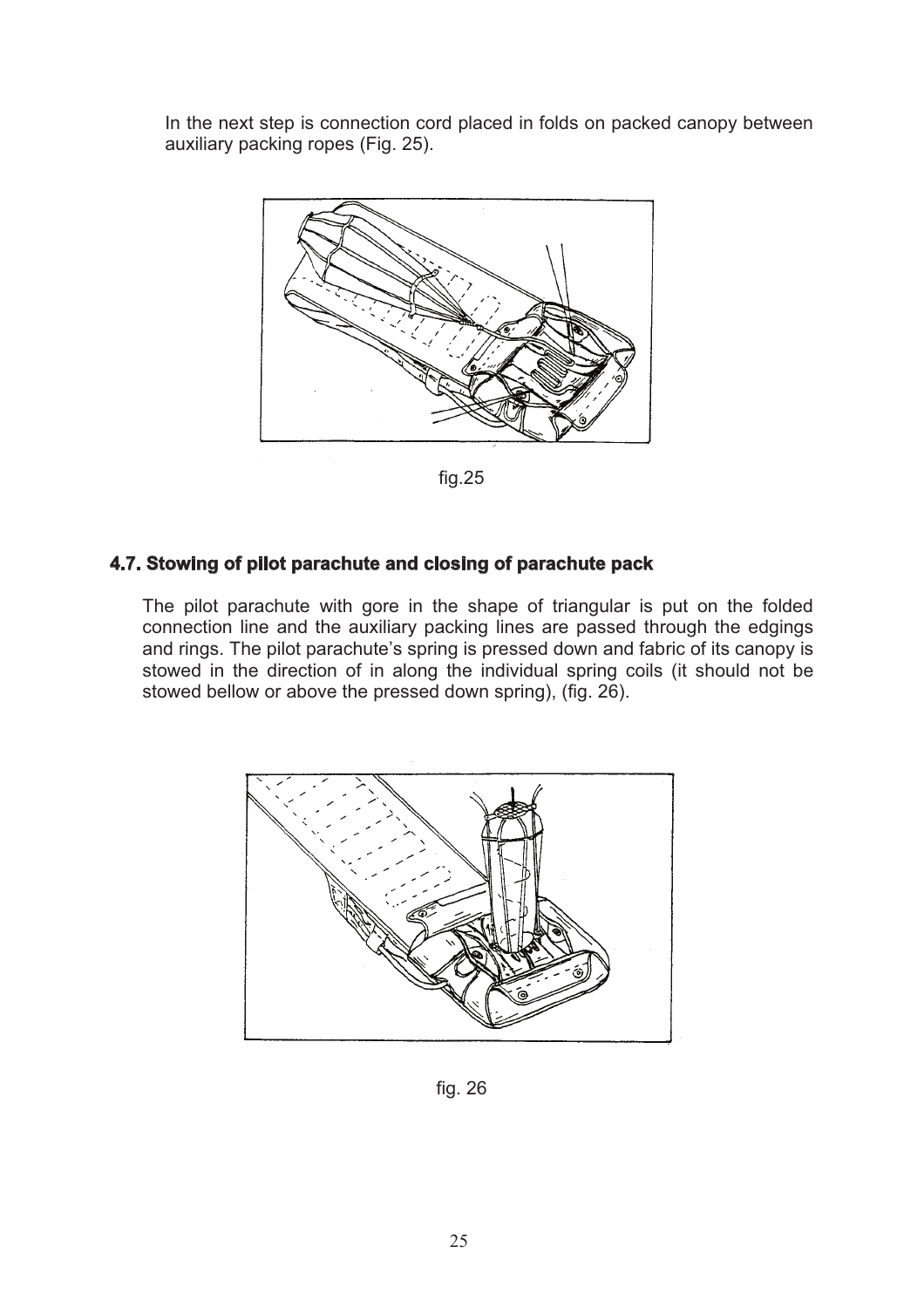In the next step is connection cord placed in folds on packed canopy between auxiliary packing ropes (Fig. 25).

fig.25

## 4.7. Stowing of pilot parachute and closing of parachute pack

The pilot parachute with gore in the shape of triangular is put on the folded connection line and the auxiliary packing lines are passed through the edgings and rings. The pilot parachute's spring is pressed down and fabric of its canopy is stowed in the direction of in along the individual spring coils (it should not be stowed bellow or above the pressed down spring), (fig. 26).

fig. 26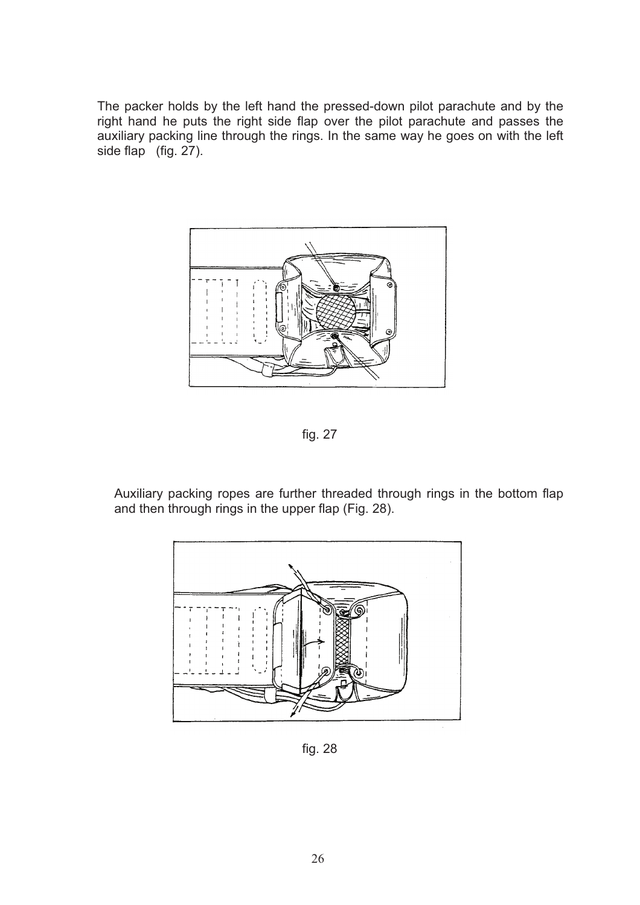The packer holds by the left hand the pressed-down pilot parachute and by the right hand he puts the right side flap over the pilot parachute and passes the auxiliary packing line through the rings. In the same way he goes on with the left side flap   (fig. 27).

fig. 27

Auxiliary packing ropes are further threaded through rings in the bottom flap and then through rings in the upper flap (Fig. 28).

fig. 28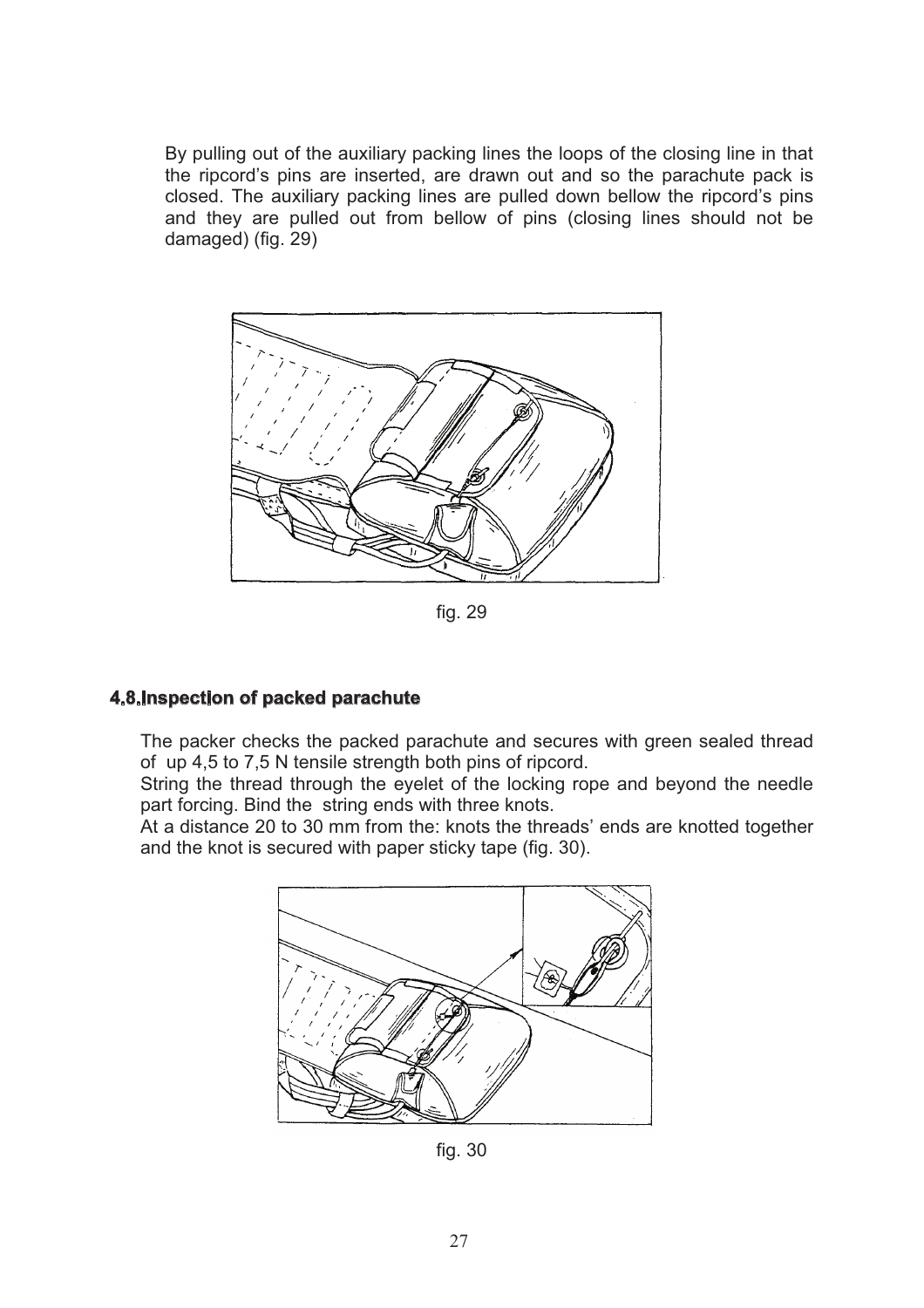By pulling out of the auxiliary packing lines the loops of the closing line in that the ripcord's pins are inserted, are drawn out and so the parachute pack is closed. The auxiliary packing lines are pulled down bellow the ripcord's pins and they are pulled out from bellow of pins (closing lines should not be damaged) (fig. 29)

fig. 29

### 4.8.Inspection of packed parachute

The packer checks the packed parachute and secures with green sealed thread of up 4,5 to 7,5 N tensile strength both pins of ripcord.
String the thread through the eyelet of the locking rope and beyond the needle part forcing. Bind the string ends with three knots.
At a distance 20 to 30 mm from the: knots the threads' ends are knotted together and the knot is secured with paper sticky tape (fig. 30).

fig. 30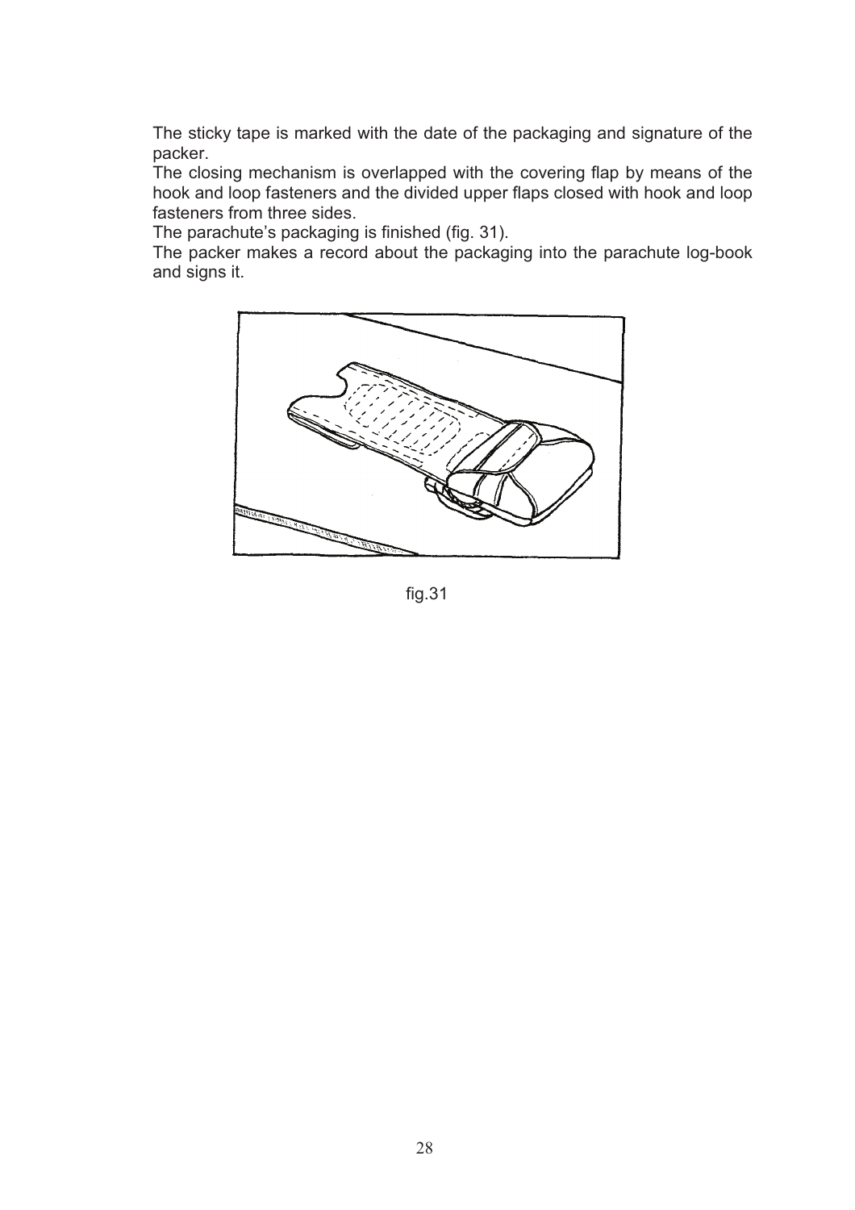The sticky tape is marked with the date of the packaging and signature of the packer.

The closing mechanism is overlapped with the covering flap by means of the hook and loop fasteners and the divided upper flaps closed with hook and loop fasteners from three sides.

The parachute's packaging is finished (fig. 31).

The packer makes a record about the packaging into the parachute log-book and signs it.

fig.31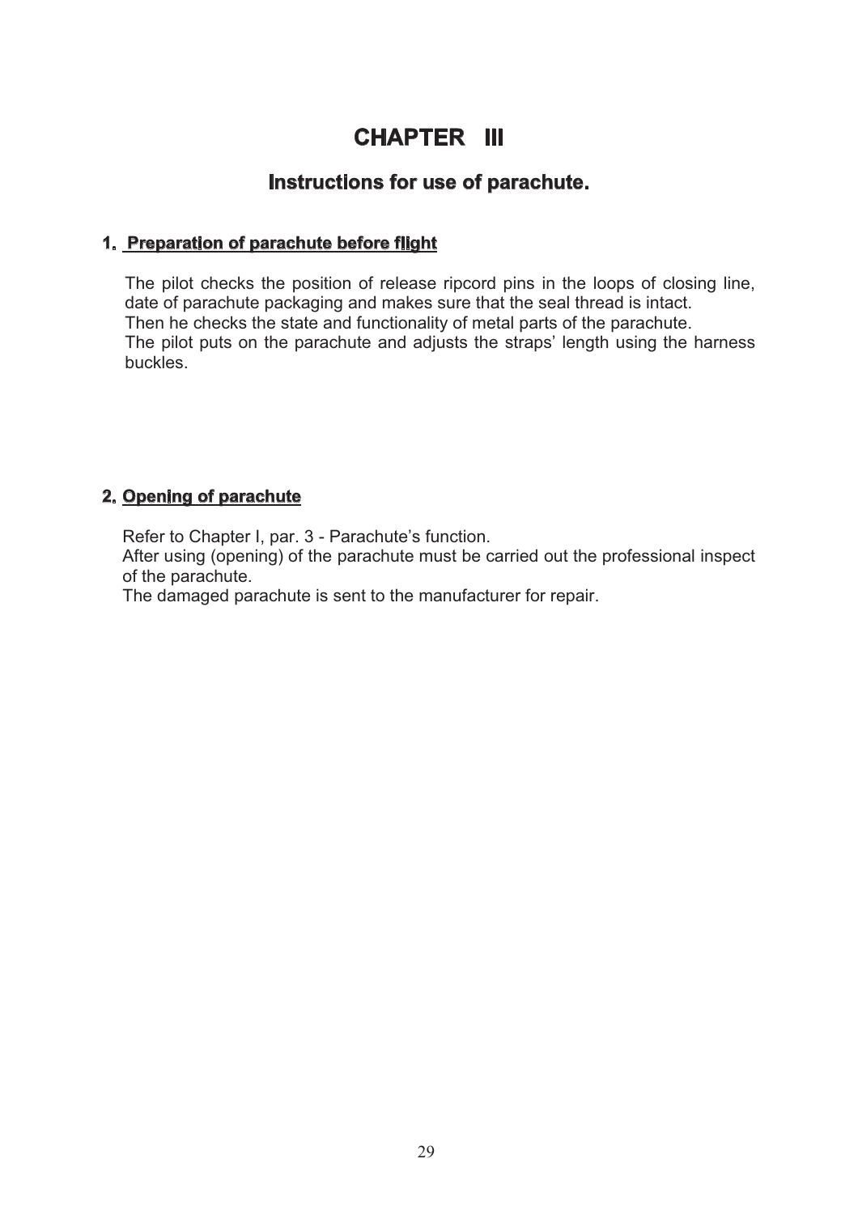# CHAPTER III

## Instructions for use of parachute.

### 1. Preparation of parachute before flight

The pilot checks the position of release ripcord pins in the loops of closing line, date of parachute packaging and makes sure that the seal thread is intact.
Then he checks the state and functionality of metal parts of the parachute.
The pilot puts on the parachute and adjusts the straps' length using the harness buckles.

### 2. Opening of parachute

Refer to Chapter I, par. 3 - Parachute's function.
After using (opening) of the parachute must be carried out the professional inspect of the parachute.
The damaged parachute is sent to the manufacturer for repair.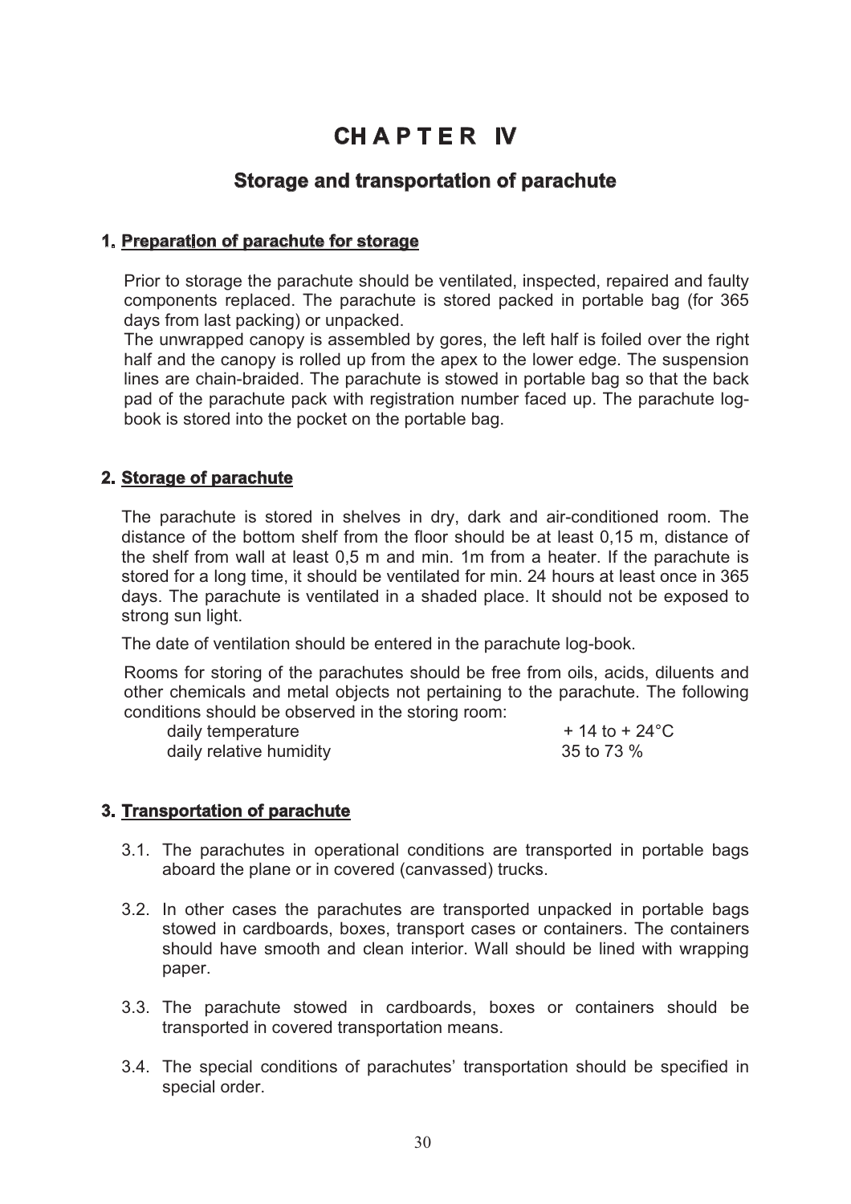# CHAPTER IV

## Storage and transportation of parachute

### 1. Preparation of parachute for storage

Prior to storage the parachute should be ventilated, inspected, repaired and faulty components replaced. The parachute is stored packed in portable bag (for 365 days from last packing) or unpacked.

The unwrapped canopy is assembled by gores, the left half is foiled over the right half and the canopy is rolled up from the apex to the lower edge. The suspension lines are chain-braided. The parachute is stowed in portable bag so that the back pad of the parachute pack with registration number faced up. The parachute log-book is stored into the pocket on the portable bag.

### 2. Storage of parachute

The parachute is stored in shelves in dry, dark and air-conditioned room. The distance of the bottom shelf from the floor should be at least 0,15 m, distance of the shelf from wall at least 0,5 m and min. 1m from a heater. If the parachute is stored for a long time, it should be ventilated for min. 24 hours at least once in 365 days. The parachute is ventilated in a shaded place. It should not be exposed to strong sun light.

The date of ventilation should be entered in the parachute log-book.

Rooms for storing of the parachutes should be free from oils, acids, diluents and other chemicals and metal objects not pertaining to the parachute. The following conditions should be observed in the storing room:

| | |
|---|---|
| daily temperature | + 14 to + 24°C |
| daily relative humidity | 35 to 73 % |

### 3. Transportation of parachute

3.1. The parachutes in operational conditions are transported in portable bags aboard the plane or in covered (canvassed) trucks.

3.2. In other cases the parachutes are transported unpacked in portable bags stowed in cardboards, boxes, transport cases or containers. The containers should have smooth and clean interior. Wall should be lined with wrapping paper.

3.3. The parachute stowed in cardboards, boxes or containers should be transported in covered transportation means.

3.4. The special conditions of parachutes' transportation should be specified in special order.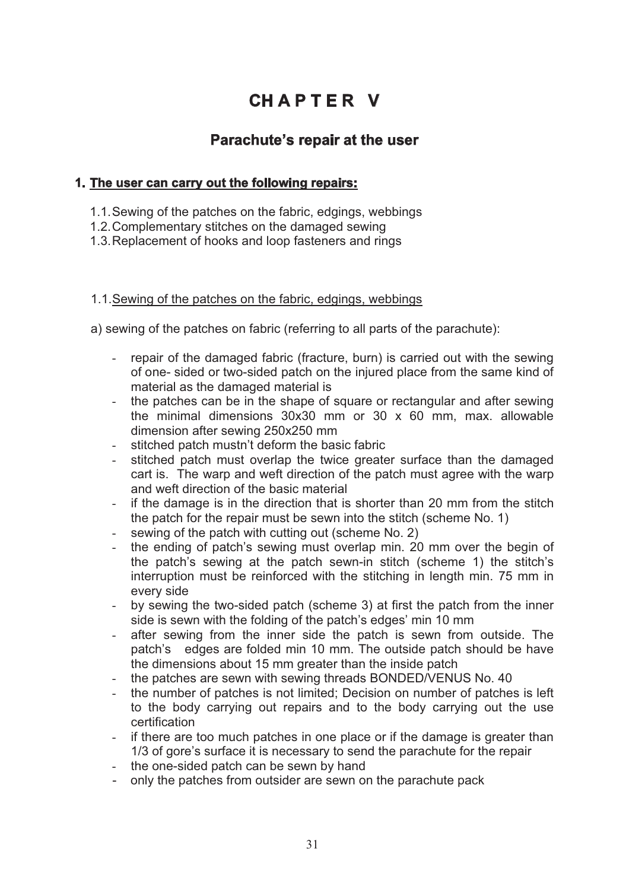# CHAPTER V

## Parachute's repair at the user

### 1. The user can carry out the following repairs:

1.1. Sewing of the patches on the fabric, edgings, webbings
1.2. Complementary stitches on the damaged sewing
1.3. Replacement of hooks and loop fasteners and rings

1.1. Sewing of the patches on the fabric, edgings, webbings

a) sewing of the patches on fabric (referring to all parts of the parachute):

- repair of the damaged fabric (fracture, burn) is carried out with the sewing of one- sided or two-sided patch on the injured place from the same kind of material as the damaged material is
- the patches can be in the shape of square or rectangular and after sewing the minimal dimensions 30x30 mm or 30 x 60 mm, max. allowable dimension after sewing 250x250 mm
- stitched patch mustn't deform the basic fabric
- stitched patch must overlap the twice greater surface than the damaged cart is. The warp and weft direction of the patch must agree with the warp and weft direction of the basic material
- if the damage is in the direction that is shorter than 20 mm from the stitch the patch for the repair must be sewn into the stitch (scheme No. 1)
- sewing of the patch with cutting out (scheme No. 2)
- the ending of patch's sewing must overlap min. 20 mm over the begin of the patch's sewing at the patch sewn-in stitch (scheme 1) the stitch's interruption must be reinforced with the stitching in length min. 75 mm in every side
- by sewing the two-sided patch (scheme 3) at first the patch from the inner side is sewn with the folding of the patch's edges' min 10 mm
- after sewing from the inner side the patch is sewn from outside. The patch's edges are folded min 10 mm. The outside patch should be have the dimensions about 15 mm greater than the inside patch
- the patches are sewn with sewing threads BONDED/VENUS No. 40
- the number of patches is not limited; Decision on number of patches is left to the body carrying out repairs and to the body carrying out the use certification
- if there are too much patches in one place or if the damage is greater than 1/3 of gore's surface it is necessary to send the parachute for the repair
- the one-sided patch can be sewn by hand
- only the patches from outsider are sewn on the parachute pack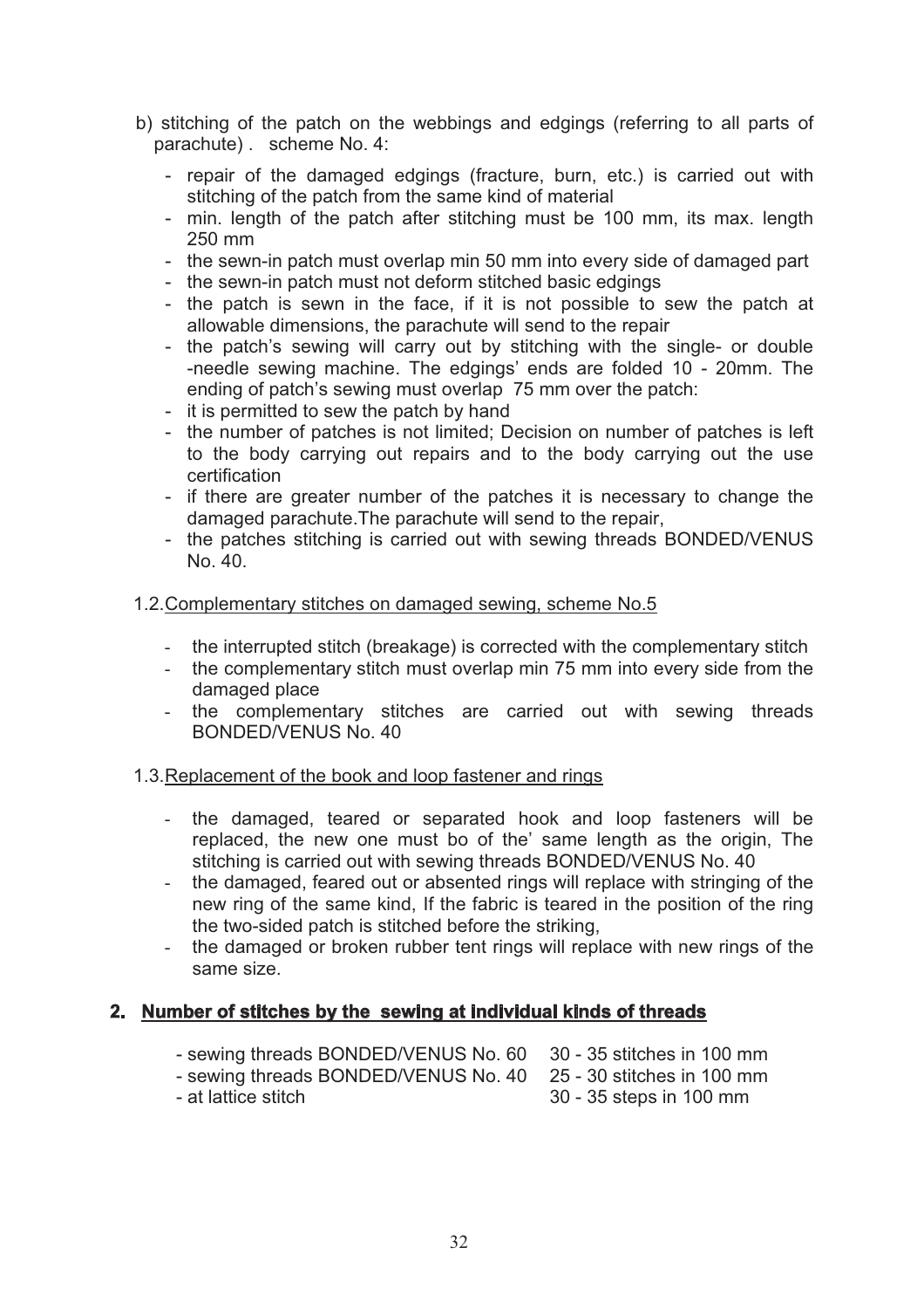b) stitching of the patch on the webbings and edgings (referring to all parts of parachute) . scheme No. 4:

- repair of the damaged edgings (fracture, burn, etc.) is carried out with stitching of the patch from the same kind of material
- min. length of the patch after stitching must be 100 mm, its max. length 250 mm
- the sewn-in patch must overlap min 50 mm into every side of damaged part
- the sewn-in patch must not deform stitched basic edgings
- the patch is sewn in the face, if it is not possible to sew the patch at allowable dimensions, the parachute will send to the repair
- the patch's sewing will carry out by stitching with the single- or double -needle sewing machine. The edgings' ends are folded 10 - 20mm. The ending of patch's sewing must overlap 75 mm over the patch:
- it is permitted to sew the patch by hand
- the number of patches is not limited; Decision on number of patches is left to the body carrying out repairs and to the body carrying out the use certification
- if there are greater number of the patches it is necessary to change the damaged parachute.The parachute will send to the repair,
- the patches stitching is carried out with sewing threads BONDED/VENUS No. 40.

1.2.<u>Complementary stitches on damaged sewing, scheme No.5</u>

- the interrupted stitch (breakage) is corrected with the complementary stitch
- the complementary stitch must overlap min 75 mm into every side from the damaged place
- the complementary stitches are carried out with sewing threads BONDED/VENUS No. 40

1.3.<u>Replacement of the book and loop fastener and rings</u>

- the damaged, teared or separated hook and loop fasteners will be replaced, the new one must bo of the' same length as the origin, The stitching is carried out with sewing threads BONDED/VENUS No. 40
- the damaged, feared out or absented rings will replace with stringing of the new ring of the same kind, If the fabric is teared in the position of the ring the two-sided patch is stitched before the striking,
- the damaged or broken rubber tent rings will replace with new rings of the same size.

## 2. <u>Number of stitches by the sewing at individual kinds of threads</u>

- sewing threads BONDED/VENUS No. 60 — 30 - 35 stitches in 100 mm
- sewing threads BONDED/VENUS No. 40 — 25 - 30 stitches in 100 mm
- at lattice stitch — 30 - 35 steps in 100 mm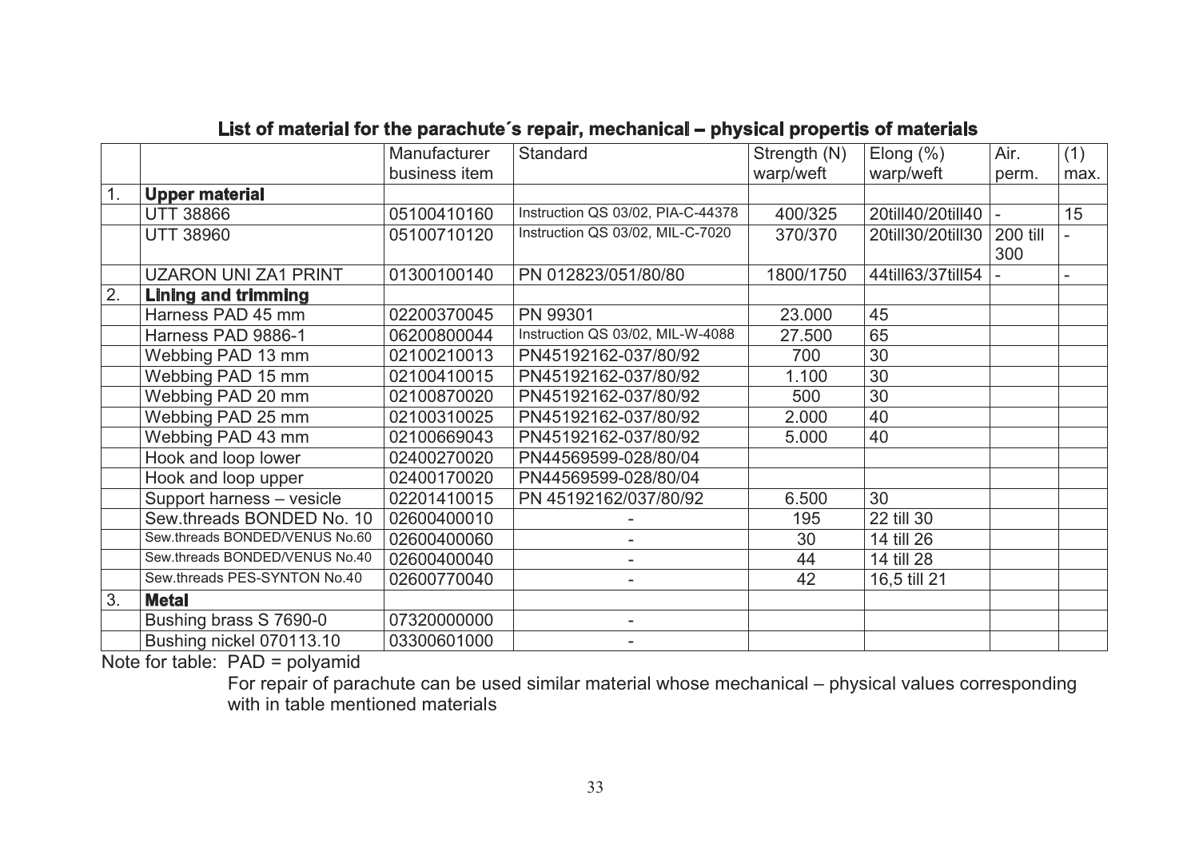## List of material for the parachute´s repair, mechanical – physical propertis of materials

| | | Manufacturer business item | Standard | Strength (N) warp/weft | Elong (%) warp/weft | Air. perm. | (1) max. |
|---|---|---|---|---|---|---|---|
| 1. | **Upper material** | | | | | | |
| | UTT 38866 | 05100410160 | Instruction QS 03/02, PIA-C-44378 | 400/325 | 20till40/20till40 | - | 15 |
| | UTT 38960 | 05100710120 | Instruction QS 03/02, MIL-C-7020 | 370/370 | 20till30/20till30 | 200 till 300 | - |
| | UZARON UNI ZA1 PRINT | 01300100140 | PN 012823/051/80/80 | 1800/1750 | 44till63/37till54 | - | - |
| 2. | **Lining and trimming** | | | | | | |
| | Harness PAD 45 mm | 02200370045 | PN 99301 | 23.000 | 45 | | |
| | Harness PAD 9886-1 | 06200800044 | Instruction QS 03/02, MIL-W-4088 | 27.500 | 65 | | |
| | Webbing PAD 13 mm | 02100210013 | PN45192162-037/80/92 | 700 | 30 | | |
| | Webbing PAD 15 mm | 02100410015 | PN45192162-037/80/92 | 1.100 | 30 | | |
| | Webbing PAD 20 mm | 02100870020 | PN45192162-037/80/92 | 500 | 30 | | |
| | Webbing PAD 25 mm | 02100310025 | PN45192162-037/80/92 | 2.000 | 40 | | |
| | Webbing PAD 43 mm | 02100669043 | PN45192162-037/80/92 | 5.000 | 40 | | |
| | Hook and loop lower | 02400270020 | PN44569599-028/80/04 | | | | |
| | Hook and loop upper | 02400170020 | PN44569599-028/80/04 | | | | |
| | Support harness – vesicle | 02201410015 | PN 45192162/037/80/92 | 6.500 | 30 | | |
| | Sew.threads BONDED No. 10 | 02600400010 | - | 195 | 22 till 30 | | |
| | Sew.threads BONDED/VENUS No.60 | 02600400060 | - | 30 | 14 till 26 | | |
| | Sew.threads BONDED/VENUS No.40 | 02600400040 | - | 44 | 14 till 28 | | |
| | Sew.threads PES-SYNTON No.40 | 02600770040 | - | 42 | 16,5 till 21 | | |
| 3. | **Metal** | | | | | | |
| | Bushing brass S 7690-0 | 07320000000 | - | | | | |
| | Bushing nickel 070113.10 | 03300601000 | - | | | | |

Note for table: PAD = polyamid

For repair of parachute can be used similar material whose mechanical – physical values corresponding with in table mentioned materials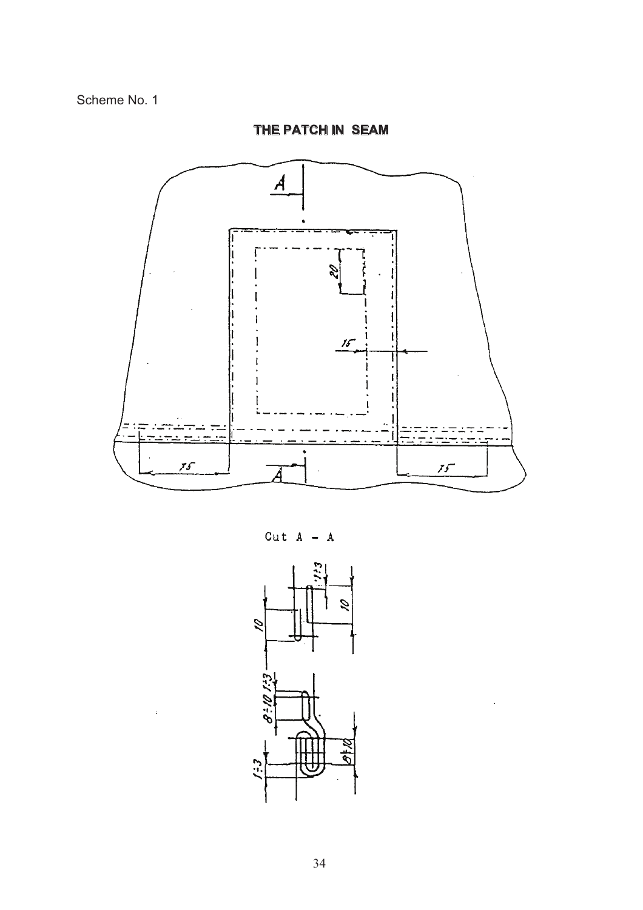Scheme No. 1

## THE PATCH IN SEAM

Cut A - A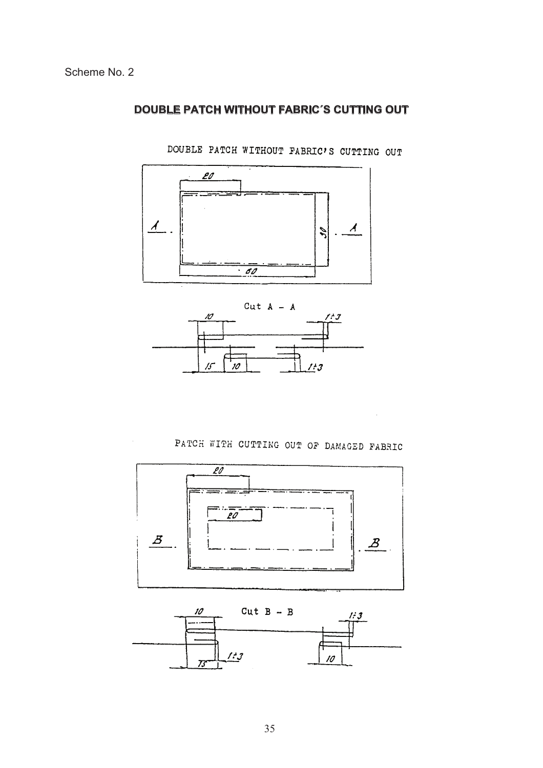Scheme No. 2

## DOUBLE PATCH WITHOUT FABRIC´S CUTTING OUT

DOUBLE PATCH WITHOUT FABRIC'S CUTTING OUT

20

A A

30

60

Cut A – A

10 1÷3

15 10 1÷3

PATCH WITH CUTTING OUT OF DAMAGED FABRIC

20

20

B B

10 Cut B – B 1÷3

15 1÷3 10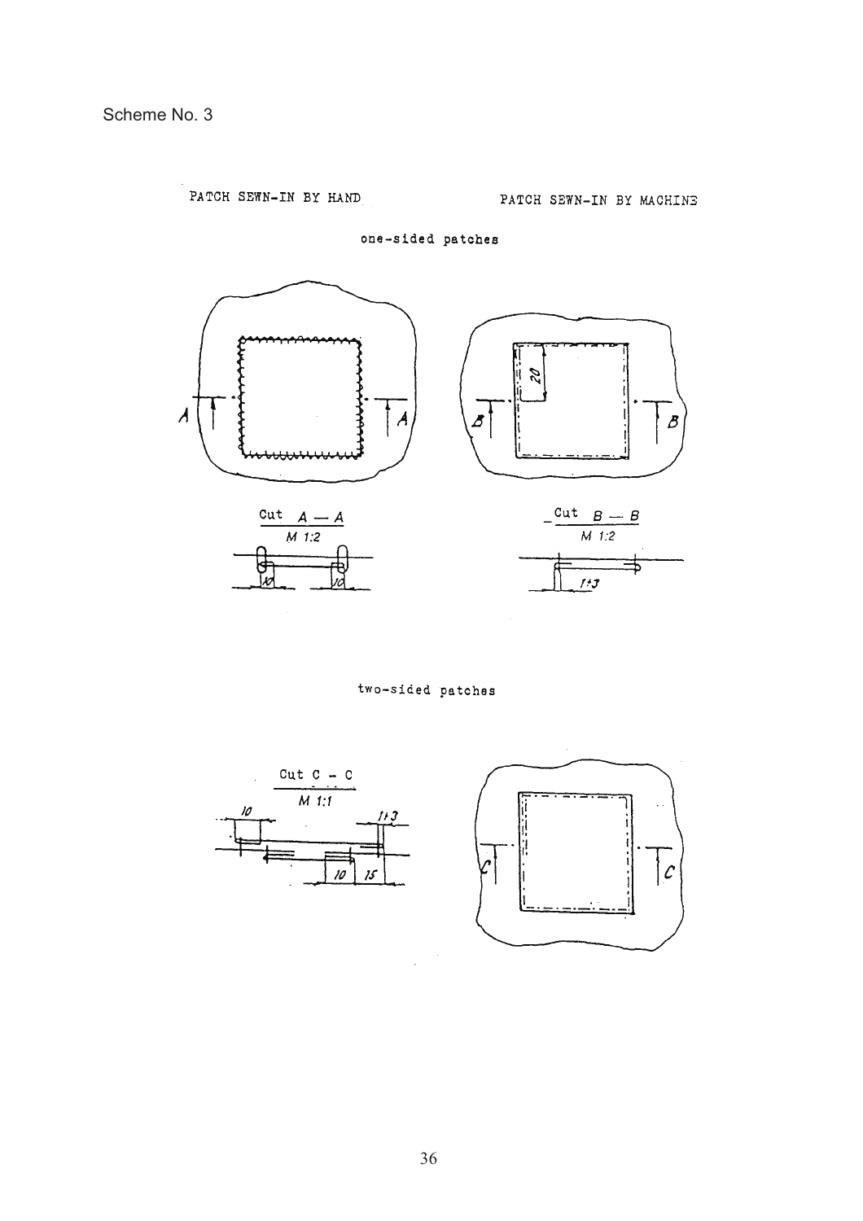Scheme No. 3

PATCH SEWN-IN BY HAND

PATCH SEWN-IN BY MACHINE

one-sided patches

Cut A — A

M 1:2

Cut B — B

M 1:2

two-sided patches

Cut C — C

M 1:1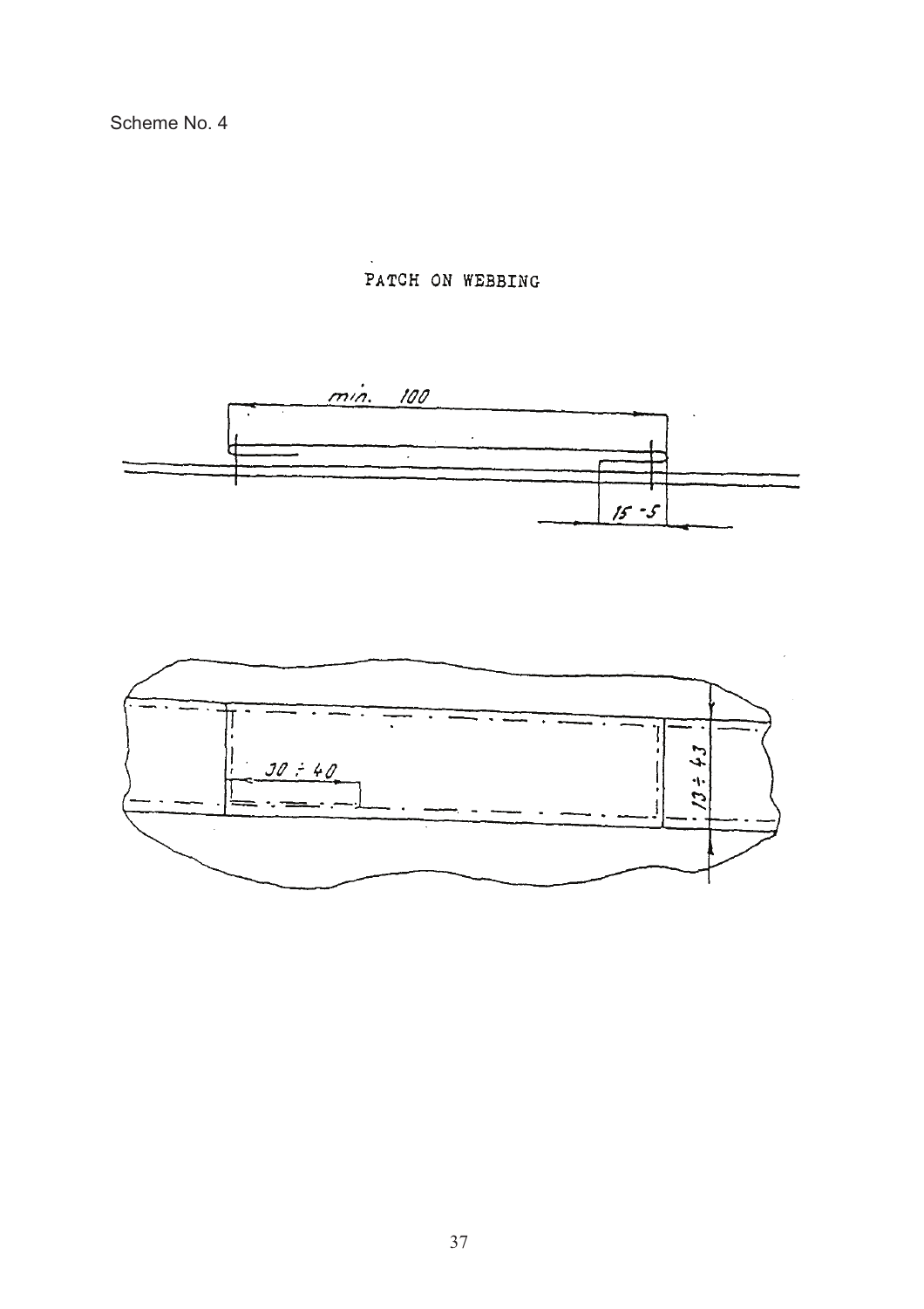Scheme No. 4

PATCH ON WEBBING

min. 100

15 - 5

30 ÷ 40

13 ÷ 43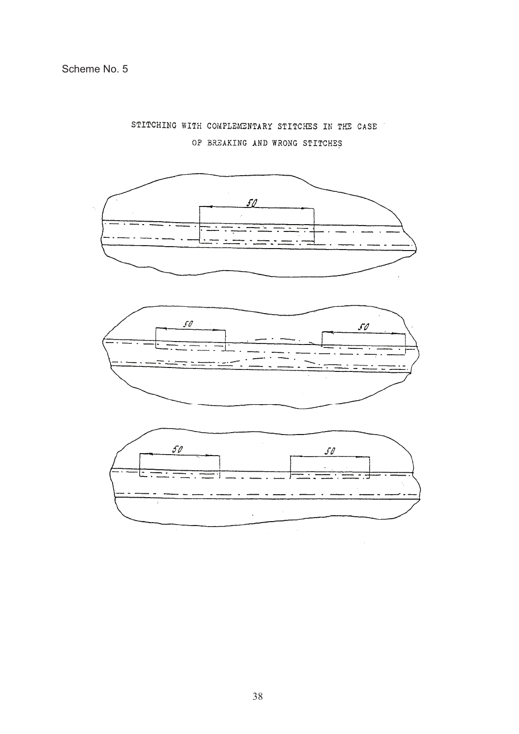Scheme No. 5

STITCHING WITH COMPLEMENTARY STITCHES IN THE CASE OF BREAKING AND WRONG STITCHES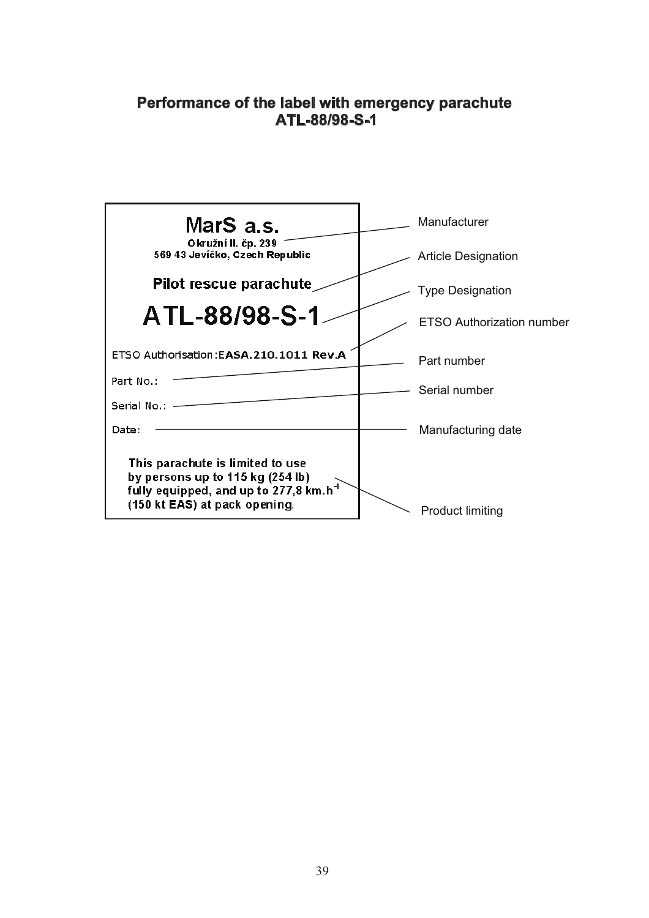## Performance of the label with emergency parachute ATL-88/98-S-1

| Label content | Description |
| --- | --- |
| **MarS a.s.**<br>Okružní II. čp. 239<br>569 43 Jevíčko, Czech Republic | Manufacturer |
| **Pilot rescue parachute** | Article Designation |
| **ATL-88/98-S-1** | Type Designation |
| ETSO Authorisation: **EASA.210.1011 Rev.A** | ETSO Authorization number |
| Part No.: | Part number |
| Serial No.: | Serial number |
| Date: | Manufacturing date |
| **This parachute is limited to use by persons up to 115 kg (254 lb) fully equipped, and up to 277,8 km.h$^{-1}$ (150 kt EAS) at pack opening.** | Product limiting |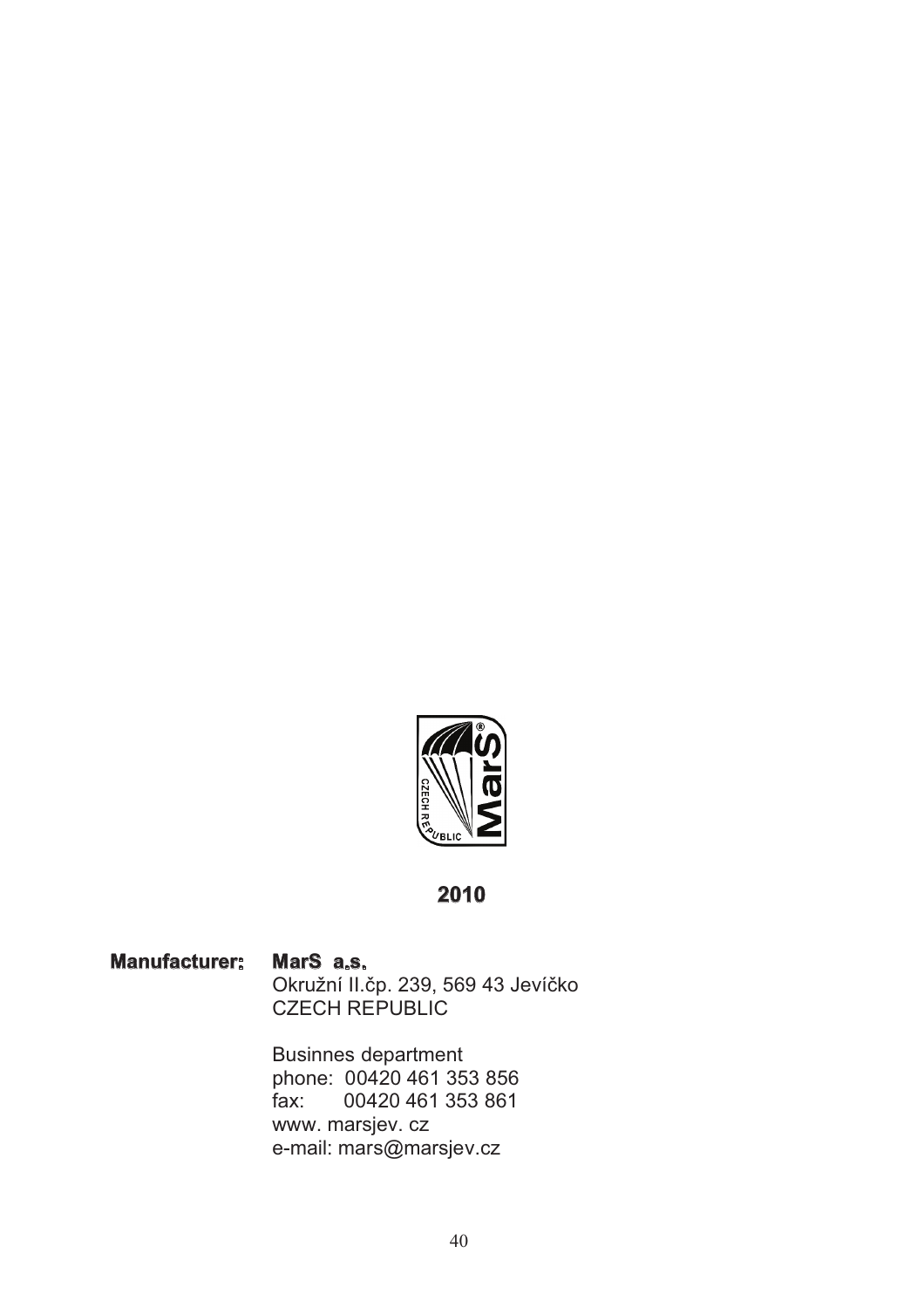**2010**

**Manufacturer:** **MarS a.s.**
Okružní II.čp. 239, 569 43 Jevíčko
CZECH REPUBLIC

Businnes department
phone: 00420 461 353 856
fax: 00420 461 353 861
www. marsjev. cz
e-mail: mars@marsjev.cz